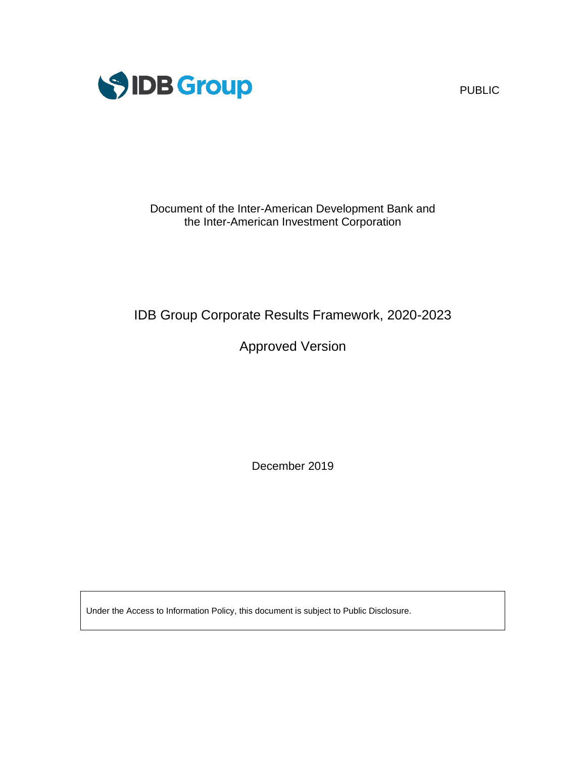PUBLIC

Document of the Inter-American Development Bank and
the Inter-American Investment Corporation

# IDB Group Corporate Results Framework, 2020-2023

## Approved Version

December 2019

Under the Access to Information Policy, this document is subject to Public Disclosure.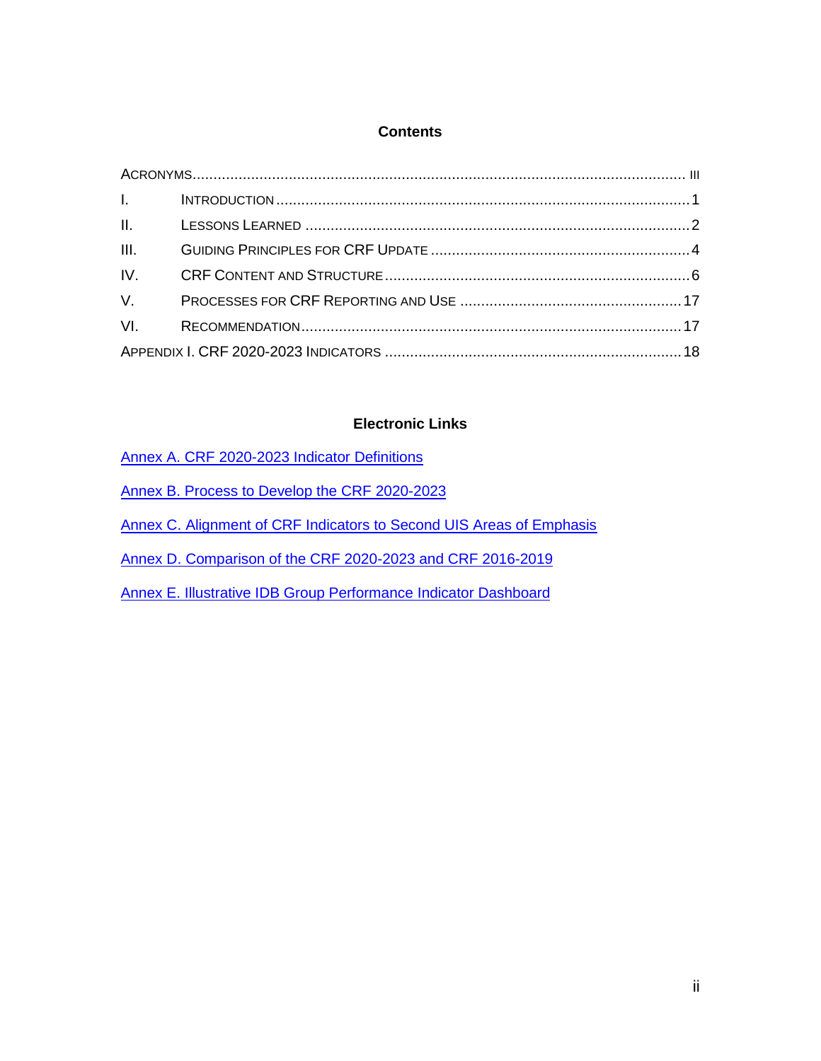## Contents

ACRONYMS .......... iii

I. INTRODUCTION .......... 1

II. LESSONS LEARNED .......... 2

III. GUIDING PRINCIPLES FOR CRF UPDATE .......... 4

IV. CRF CONTENT AND STRUCTURE .......... 6

V. PROCESSES FOR CRF REPORTING AND USE .......... 17

VI. RECOMMENDATION .......... 17

APPENDIX I. CRF 2020-2023 INDICATORS .......... 18

## Electronic Links

Annex A. CRF 2020-2023 Indicator Definitions

Annex B. Process to Develop the CRF 2020-2023

Annex C. Alignment of CRF Indicators to Second UIS Areas of Emphasis

Annex D. Comparison of the CRF 2020-2023 and CRF 2016-2019

Annex E. Illustrative IDB Group Performance Indicator Dashboard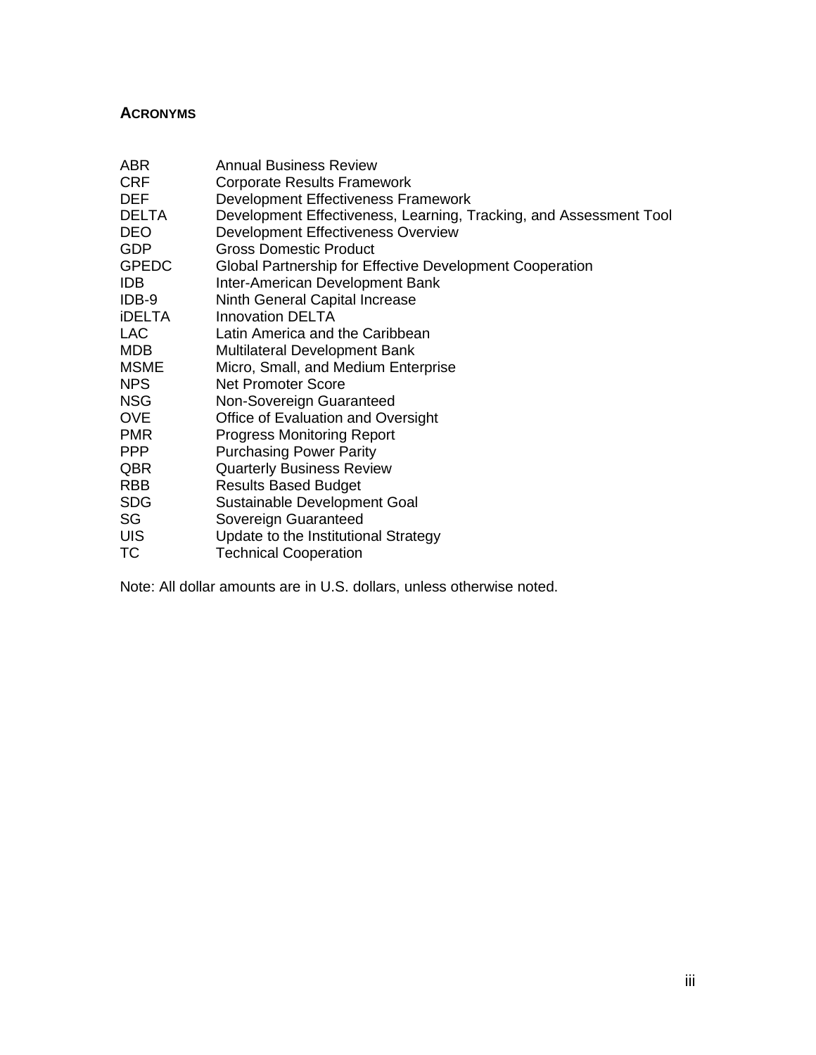## ACRONYMS

| | |
|---|---|
| ABR | Annual Business Review |
| CRF | Corporate Results Framework |
| DEF | Development Effectiveness Framework |
| DELTA | Development Effectiveness, Learning, Tracking, and Assessment Tool |
| DEO | Development Effectiveness Overview |
| GDP | Gross Domestic Product |
| GPEDC | Global Partnership for Effective Development Cooperation |
| IDB | Inter-American Development Bank |
| IDB-9 | Ninth General Capital Increase |
| iDELTA | Innovation DELTA |
| LAC | Latin America and the Caribbean |
| MDB | Multilateral Development Bank |
| MSME | Micro, Small, and Medium Enterprise |
| NPS | Net Promoter Score |
| NSG | Non-Sovereign Guaranteed |
| OVE | Office of Evaluation and Oversight |
| PMR | Progress Monitoring Report |
| PPP | Purchasing Power Parity |
| QBR | Quarterly Business Review |
| RBB | Results Based Budget |
| SDG | Sustainable Development Goal |
| SG | Sovereign Guaranteed |
| UIS | Update to the Institutional Strategy |
| TC | Technical Cooperation |

Note: All dollar amounts are in U.S. dollars, unless otherwise noted.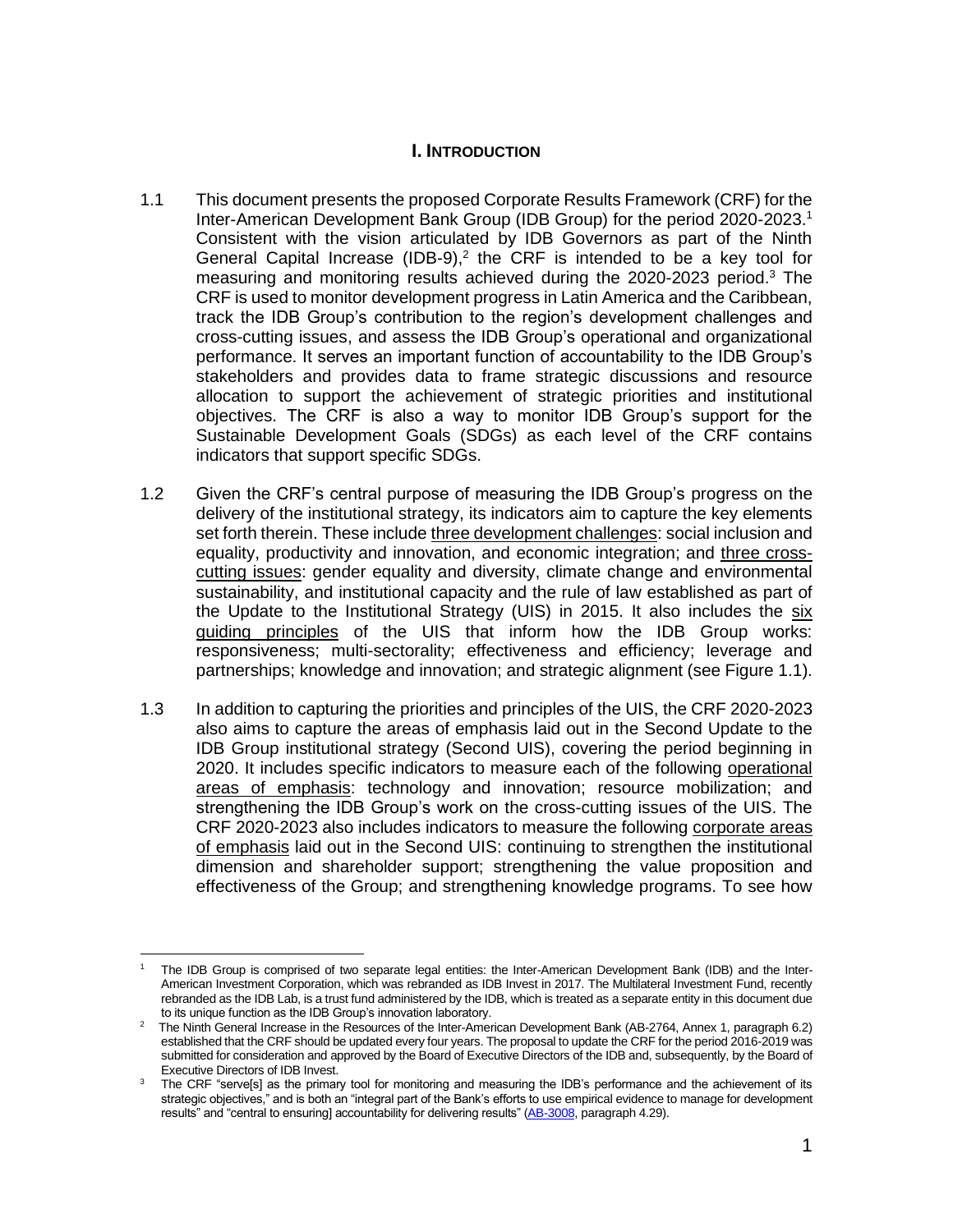# I. INTRODUCTION

1.1 This document presents the proposed Corporate Results Framework (CRF) for the Inter-American Development Bank Group (IDB Group) for the period 2020-2023.[1] Consistent with the vision articulated by IDB Governors as part of the Ninth General Capital Increase (IDB-9),[2] the CRF is intended to be a key tool for measuring and monitoring results achieved during the 2020-2023 period.[3] The CRF is used to monitor development progress in Latin America and the Caribbean, track the IDB Group's contribution to the region's development challenges and cross-cutting issues, and assess the IDB Group's operational and organizational performance. It serves an important function of accountability to the IDB Group's stakeholders and provides data to frame strategic discussions and resource allocation to support the achievement of strategic priorities and institutional objectives. The CRF is also a way to monitor IDB Group's support for the Sustainable Development Goals (SDGs) as each level of the CRF contains indicators that support specific SDGs.

1.2 Given the CRF's central purpose of measuring the IDB Group's progress on the delivery of the institutional strategy, its indicators aim to capture the key elements set forth therein. These include three development challenges: social inclusion and equality, productivity and innovation, and economic integration; and three cross-cutting issues: gender equality and diversity, climate change and environmental sustainability, and institutional capacity and the rule of law established as part of the Update to the Institutional Strategy (UIS) in 2015. It also includes the six guiding principles of the UIS that inform how the IDB Group works: responsiveness; multi-sectorality; effectiveness and efficiency; leverage and partnerships; knowledge and innovation; and strategic alignment (see Figure 1.1).

1.3 In addition to capturing the priorities and principles of the UIS, the CRF 2020-2023 also aims to capture the areas of emphasis laid out in the Second Update to the IDB Group institutional strategy (Second UIS), covering the period beginning in 2020. It includes specific indicators to measure each of the following operational areas of emphasis: technology and innovation; resource mobilization; and strengthening the IDB Group's work on the cross-cutting issues of the UIS. The CRF 2020-2023 also includes indicators to measure the following corporate areas of emphasis laid out in the Second UIS: continuing to strengthen the institutional dimension and shareholder support; strengthening the value proposition and effectiveness of the Group; and strengthening knowledge programs. To see how

---

[1] The IDB Group is comprised of two separate legal entities: the Inter-American Development Bank (IDB) and the Inter-American Investment Corporation, which was rebranded as IDB Invest in 2017. The Multilateral Investment Fund, recently rebranded as the IDB Lab, is a trust fund administered by the IDB, which is treated as a separate entity in this document due to its unique function as the IDB Group's innovation laboratory.

[2] The Ninth General Increase in the Resources of the Inter-American Development Bank (AB-2764, Annex 1, paragraph 6.2) established that the CRF should be updated every four years. The proposal to update the CRF for the period 2016-2019 was submitted for consideration and approved by the Board of Executive Directors of the IDB and, subsequently, by the Board of Executive Directors of IDB Invest.

[3] The CRF "serve[s] as the primary tool for monitoring and measuring the IDB's performance and the achievement of its strategic objectives," and is both an "integral part of the Bank's efforts to use empirical evidence to manage for development results" and "central to ensuring] accountability for delivering results" (AB-3008, paragraph 4.29).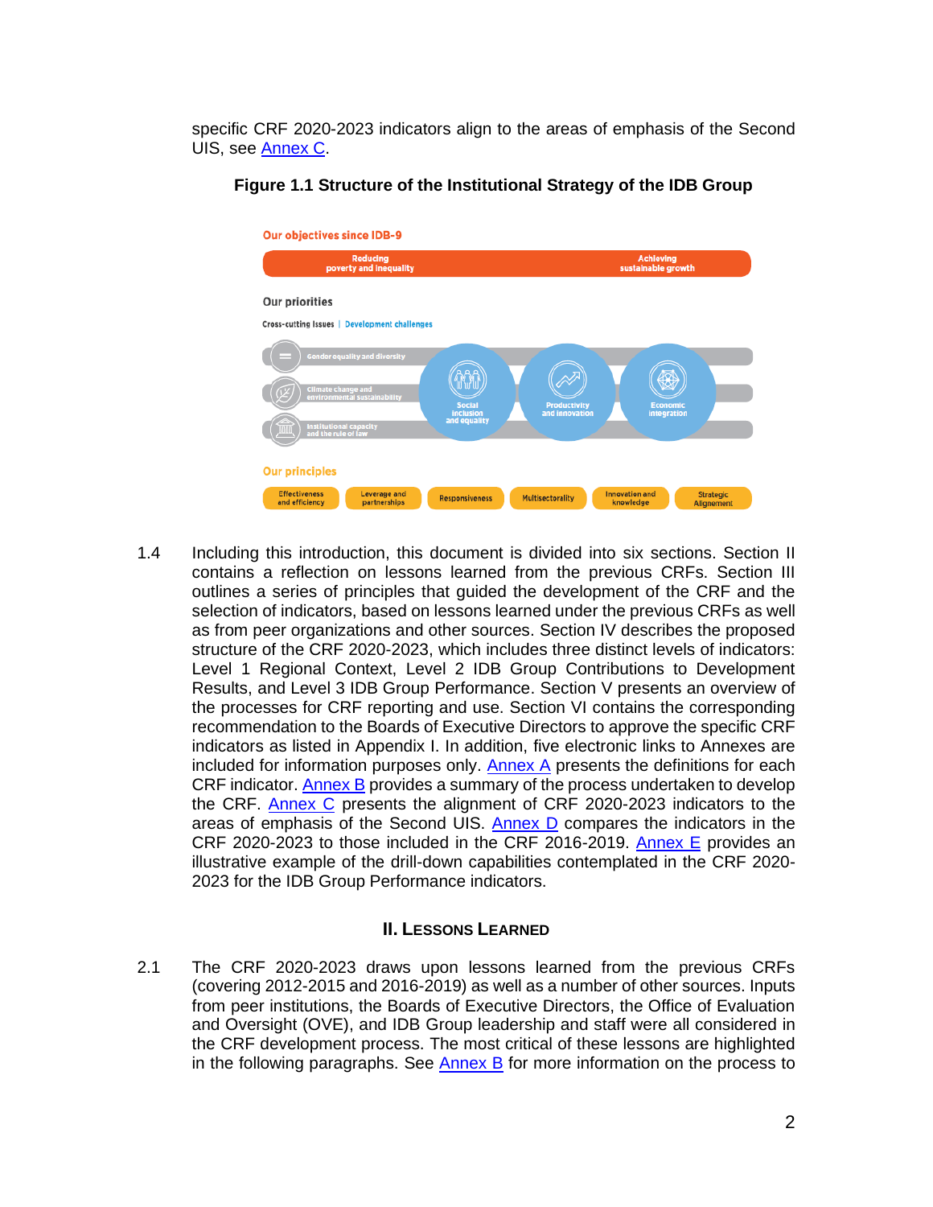specific CRF 2020-2023 indicators align to the areas of emphasis of the Second UIS, see Annex C.

**Figure 1.1 Structure of the Institutional Strategy of the IDB Group**

**Our objectives since IDB-9**

Reducing poverty and inequality | Achieving sustainable growth

**Our priorities**

Cross-cutting Issues | Development challenges

- Gender equality and diversity
- Climate change and environmental sustainability
- Institutional capacity and the rule of law

- Social inclusion and equality
- Productivity and innovation
- Economic integration

**Our principles**

Effectiveness and efficiency | Leverage and partnerships | Responsiveness | Multisectorality | Innovation and knowledge | Strategic Alignement

1.4 Including this introduction, this document is divided into six sections. Section II contains a reflection on lessons learned from the previous CRFs. Section III outlines a series of principles that guided the development of the CRF and the selection of indicators, based on lessons learned under the previous CRFs as well as from peer organizations and other sources. Section IV describes the proposed structure of the CRF 2020-2023, which includes three distinct levels of indicators: Level 1 Regional Context, Level 2 IDB Group Contributions to Development Results, and Level 3 IDB Group Performance. Section V presents an overview of the processes for CRF reporting and use. Section VI contains the corresponding recommendation to the Boards of Executive Directors to approve the specific CRF indicators as listed in Appendix I. In addition, five electronic links to Annexes are included for information purposes only. Annex A presents the definitions for each CRF indicator. Annex B provides a summary of the process undertaken to develop the CRF. Annex C presents the alignment of CRF 2020-2023 indicators to the areas of emphasis of the Second UIS. Annex D compares the indicators in the CRF 2020-2023 to those included in the CRF 2016-2019. Annex E provides an illustrative example of the drill-down capabilities contemplated in the CRF 2020-2023 for the IDB Group Performance indicators.

## II. Lessons Learned

2.1 The CRF 2020-2023 draws upon lessons learned from the previous CRFs (covering 2012-2015 and 2016-2019) as well as a number of other sources. Inputs from peer institutions, the Boards of Executive Directors, the Office of Evaluation and Oversight (OVE), and IDB Group leadership and staff were all considered in the CRF development process. The most critical of these lessons are highlighted in the following paragraphs. See Annex B for more information on the process to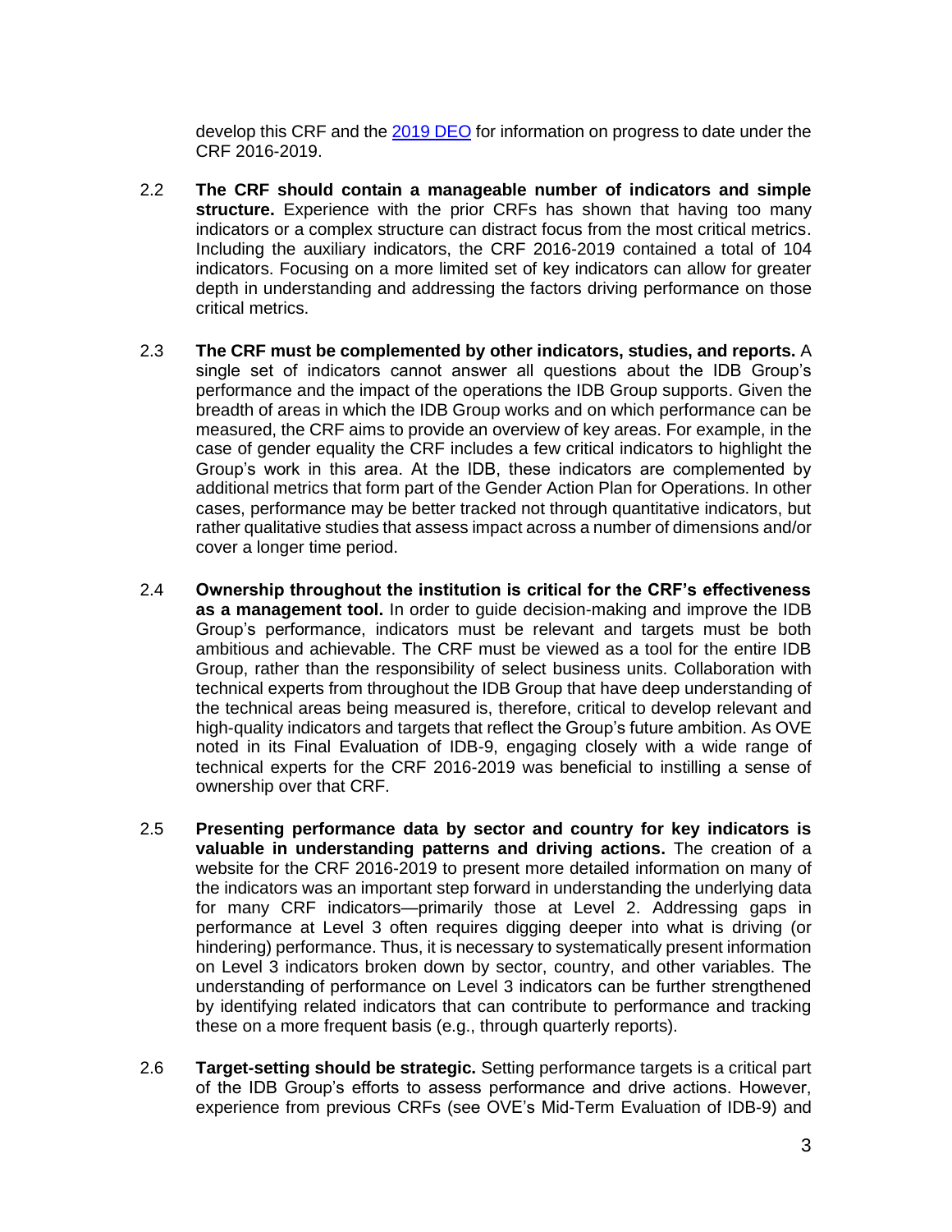develop this CRF and the [2019 DEO](#) for information on progress to date under the CRF 2016-2019.

2.2 **The CRF should contain a manageable number of indicators and simple structure.** Experience with the prior CRFs has shown that having too many indicators or a complex structure can distract focus from the most critical metrics. Including the auxiliary indicators, the CRF 2016-2019 contained a total of 104 indicators. Focusing on a more limited set of key indicators can allow for greater depth in understanding and addressing the factors driving performance on those critical metrics.

2.3 **The CRF must be complemented by other indicators, studies, and reports.** A single set of indicators cannot answer all questions about the IDB Group's performance and the impact of the operations the IDB Group supports. Given the breadth of areas in which the IDB Group works and on which performance can be measured, the CRF aims to provide an overview of key areas. For example, in the case of gender equality the CRF includes a few critical indicators to highlight the Group's work in this area. At the IDB, these indicators are complemented by additional metrics that form part of the Gender Action Plan for Operations. In other cases, performance may be better tracked not through quantitative indicators, but rather qualitative studies that assess impact across a number of dimensions and/or cover a longer time period.

2.4 **Ownership throughout the institution is critical for the CRF's effectiveness as a management tool.** In order to guide decision-making and improve the IDB Group's performance, indicators must be relevant and targets must be both ambitious and achievable. The CRF must be viewed as a tool for the entire IDB Group, rather than the responsibility of select business units. Collaboration with technical experts from throughout the IDB Group that have deep understanding of the technical areas being measured is, therefore, critical to develop relevant and high-quality indicators and targets that reflect the Group's future ambition. As OVE noted in its Final Evaluation of IDB-9, engaging closely with a wide range of technical experts for the CRF 2016-2019 was beneficial to instilling a sense of ownership over that CRF.

2.5 **Presenting performance data by sector and country for key indicators is valuable in understanding patterns and driving actions.** The creation of a website for the CRF 2016-2019 to present more detailed information on many of the indicators was an important step forward in understanding the underlying data for many CRF indicators—primarily those at Level 2. Addressing gaps in performance at Level 3 often requires digging deeper into what is driving (or hindering) performance. Thus, it is necessary to systematically present information on Level 3 indicators broken down by sector, country, and other variables. The understanding of performance on Level 3 indicators can be further strengthened by identifying related indicators that can contribute to performance and tracking these on a more frequent basis (e.g., through quarterly reports).

2.6 **Target-setting should be strategic.** Setting performance targets is a critical part of the IDB Group's efforts to assess performance and drive actions. However, experience from previous CRFs (see OVE's Mid-Term Evaluation of IDB-9) and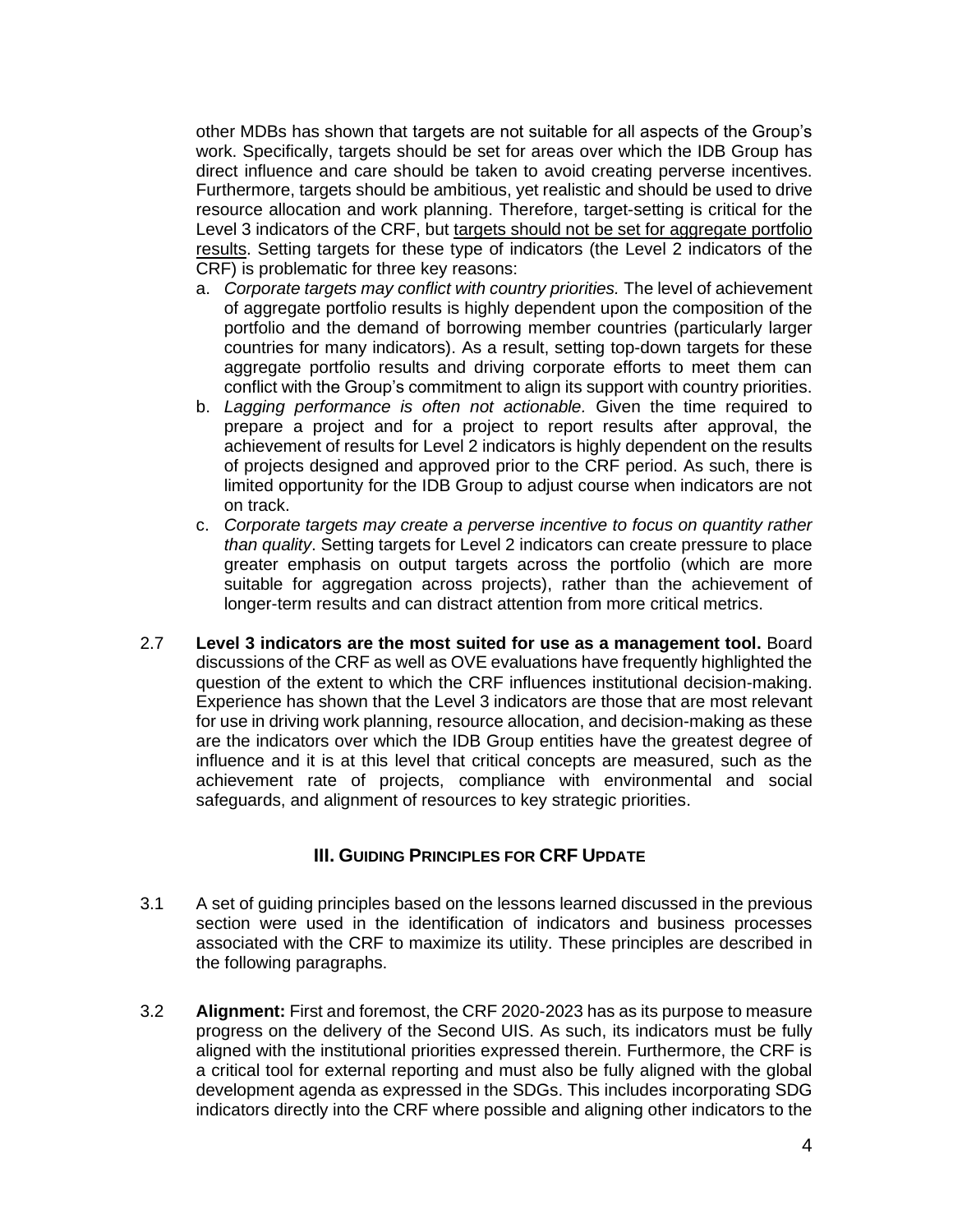other MDBs has shown that targets are not suitable for all aspects of the Group's work. Specifically, targets should be set for areas over which the IDB Group has direct influence and care should be taken to avoid creating perverse incentives. Furthermore, targets should be ambitious, yet realistic and should be used to drive resource allocation and work planning. Therefore, target-setting is critical for the Level 3 indicators of the CRF, but <u>targets should not be set for aggregate portfolio results</u>. Setting targets for these type of indicators (the Level 2 indicators of the CRF) is problematic for three key reasons:

a. *Corporate targets may conflict with country priorities.* The level of achievement of aggregate portfolio results is highly dependent upon the composition of the portfolio and the demand of borrowing member countries (particularly larger countries for many indicators). As a result, setting top-down targets for these aggregate portfolio results and driving corporate efforts to meet them can conflict with the Group's commitment to align its support with country priorities.
b. *Lagging performance is often not actionable.* Given the time required to prepare a project and for a project to report results after approval, the achievement of results for Level 2 indicators is highly dependent on the results of projects designed and approved prior to the CRF period. As such, there is limited opportunity for the IDB Group to adjust course when indicators are not on track.
c. *Corporate targets may create a perverse incentive to focus on quantity rather than quality*. Setting targets for Level 2 indicators can create pressure to place greater emphasis on output targets across the portfolio (which are more suitable for aggregation across projects), rather than the achievement of longer-term results and can distract attention from more critical metrics.

2.7 **Level 3 indicators are the most suited for use as a management tool.** Board discussions of the CRF as well as OVE evaluations have frequently highlighted the question of the extent to which the CRF influences institutional decision-making. Experience has shown that the Level 3 indicators are those that are most relevant for use in driving work planning, resource allocation, and decision-making as these are the indicators over which the IDB Group entities have the greatest degree of influence and it is at this level that critical concepts are measured, such as the achievement rate of projects, compliance with environmental and social safeguards, and alignment of resources to key strategic priorities.

## III. GUIDING PRINCIPLES FOR CRF UPDATE

3.1 A set of guiding principles based on the lessons learned discussed in the previous section were used in the identification of indicators and business processes associated with the CRF to maximize its utility. These principles are described in the following paragraphs.

3.2 **Alignment:** First and foremost, the CRF 2020-2023 has as its purpose to measure progress on the delivery of the Second UIS. As such, its indicators must be fully aligned with the institutional priorities expressed therein. Furthermore, the CRF is a critical tool for external reporting and must also be fully aligned with the global development agenda as expressed in the SDGs. This includes incorporating SDG indicators directly into the CRF where possible and aligning other indicators to the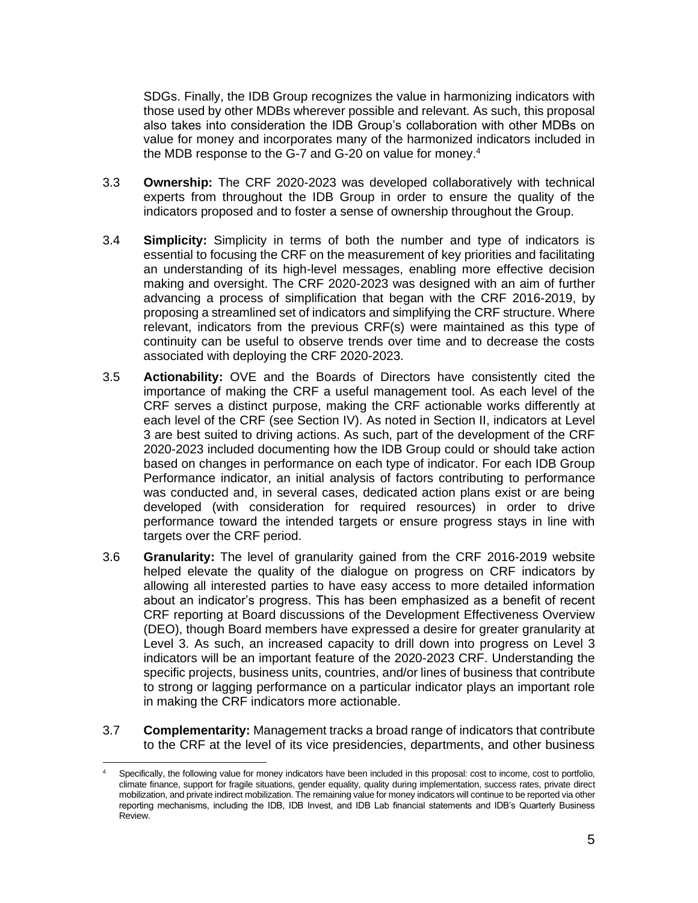SDGs. Finally, the IDB Group recognizes the value in harmonizing indicators with those used by other MDBs wherever possible and relevant. As such, this proposal also takes into consideration the IDB Group's collaboration with other MDBs on value for money and incorporates many of the harmonized indicators included in the MDB response to the G-7 and G-20 on value for money.[4]

3.3 **Ownership:** The CRF 2020-2023 was developed collaboratively with technical experts from throughout the IDB Group in order to ensure the quality of the indicators proposed and to foster a sense of ownership throughout the Group.

3.4 **Simplicity:** Simplicity in terms of both the number and type of indicators is essential to focusing the CRF on the measurement of key priorities and facilitating an understanding of its high-level messages, enabling more effective decision making and oversight. The CRF 2020-2023 was designed with an aim of further advancing a process of simplification that began with the CRF 2016-2019, by proposing a streamlined set of indicators and simplifying the CRF structure. Where relevant, indicators from the previous CRF(s) were maintained as this type of continuity can be useful to observe trends over time and to decrease the costs associated with deploying the CRF 2020-2023.

3.5 **Actionability:** OVE and the Boards of Directors have consistently cited the importance of making the CRF a useful management tool. As each level of the CRF serves a distinct purpose, making the CRF actionable works differently at each level of the CRF (see Section IV). As noted in Section II, indicators at Level 3 are best suited to driving actions. As such, part of the development of the CRF 2020-2023 included documenting how the IDB Group could or should take action based on changes in performance on each type of indicator. For each IDB Group Performance indicator, an initial analysis of factors contributing to performance was conducted and, in several cases, dedicated action plans exist or are being developed (with consideration for required resources) in order to drive performance toward the intended targets or ensure progress stays in line with targets over the CRF period.

3.6 **Granularity:** The level of granularity gained from the CRF 2016-2019 website helped elevate the quality of the dialogue on progress on CRF indicators by allowing all interested parties to have easy access to more detailed information about an indicator's progress. This has been emphasized as a benefit of recent CRF reporting at Board discussions of the Development Effectiveness Overview (DEO), though Board members have expressed a desire for greater granularity at Level 3. As such, an increased capacity to drill down into progress on Level 3 indicators will be an important feature of the 2020-2023 CRF. Understanding the specific projects, business units, countries, and/or lines of business that contribute to strong or lagging performance on a particular indicator plays an important role in making the CRF indicators more actionable.

3.7 **Complementarity:** Management tracks a broad range of indicators that contribute to the CRF at the level of its vice presidencies, departments, and other business

[4] Specifically, the following value for money indicators have been included in this proposal: cost to income, cost to portfolio, climate finance, support for fragile situations, gender equality, quality during implementation, success rates, private direct mobilization, and private indirect mobilization. The remaining value for money indicators will continue to be reported via other reporting mechanisms, including the IDB, IDB Invest, and IDB Lab financial statements and IDB's Quarterly Business Review.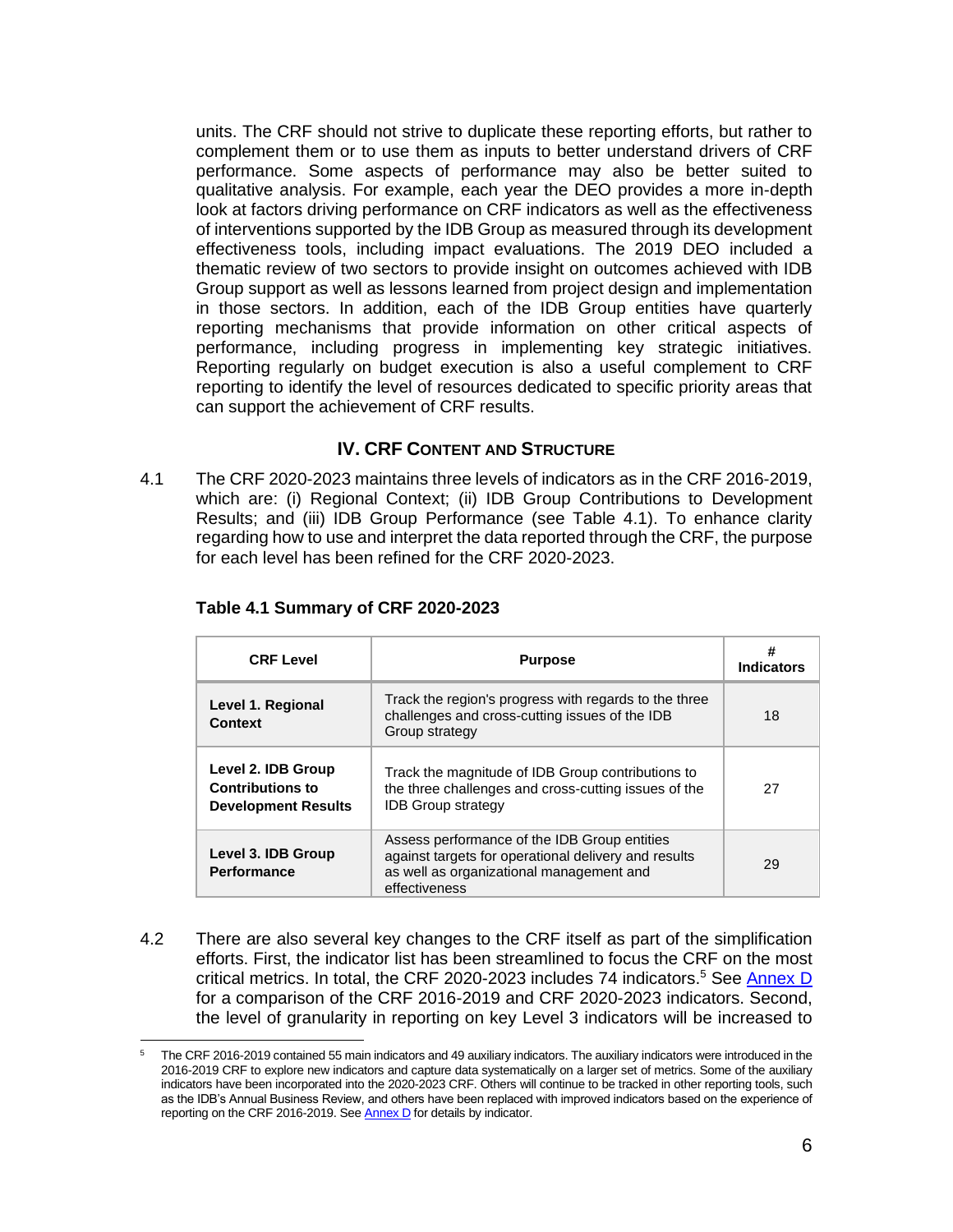units. The CRF should not strive to duplicate these reporting efforts, but rather to complement them or to use them as inputs to better understand drivers of CRF performance. Some aspects of performance may also be better suited to qualitative analysis. For example, each year the DEO provides a more in-depth look at factors driving performance on CRF indicators as well as the effectiveness of interventions supported by the IDB Group as measured through its development effectiveness tools, including impact evaluations. The 2019 DEO included a thematic review of two sectors to provide insight on outcomes achieved with IDB Group support as well as lessons learned from project design and implementation in those sectors. In addition, each of the IDB Group entities have quarterly reporting mechanisms that provide information on other critical aspects of performance, including progress in implementing key strategic initiatives. Reporting regularly on budget execution is also a useful complement to CRF reporting to identify the level of resources dedicated to specific priority areas that can support the achievement of CRF results.

## IV. CRF CONTENT AND STRUCTURE

4.1 The CRF 2020-2023 maintains three levels of indicators as in the CRF 2016-2019, which are: (i) Regional Context; (ii) IDB Group Contributions to Development Results; and (iii) IDB Group Performance (see Table 4.1). To enhance clarity regarding how to use and interpret the data reported through the CRF, the purpose for each level has been refined for the CRF 2020-2023.

**Table 4.1 Summary of CRF 2020-2023**

| CRF Level | Purpose | # Indicators |
|---|---|---|
| **Level 1. Regional Context** | Track the region's progress with regards to the three challenges and cross-cutting issues of the IDB Group strategy | 18 |
| **Level 2. IDB Group Contributions to Development Results** | Track the magnitude of IDB Group contributions to the three challenges and cross-cutting issues of the IDB Group strategy | 27 |
| **Level 3. IDB Group Performance** | Assess performance of the IDB Group entities against targets for operational delivery and results as well as organizational management and effectiveness | 29 |

4.2 There are also several key changes to the CRF itself as part of the simplification efforts. First, the indicator list has been streamlined to focus the CRF on the most critical metrics. In total, the CRF 2020-2023 includes 74 indicators.[5] See Annex D for a comparison of the CRF 2016-2019 and CRF 2020-2023 indicators. Second, the level of granularity in reporting on key Level 3 indicators will be increased to

[5] The CRF 2016-2019 contained 55 main indicators and 49 auxiliary indicators. The auxiliary indicators were introduced in the 2016-2019 CRF to explore new indicators and capture data systematically on a larger set of metrics. Some of the auxiliary indicators have been incorporated into the 2020-2023 CRF. Others will continue to be tracked in other reporting tools, such as the IDB's Annual Business Review, and others have been replaced with improved indicators based on the experience of reporting on the CRF 2016-2019. See Annex D for details by indicator.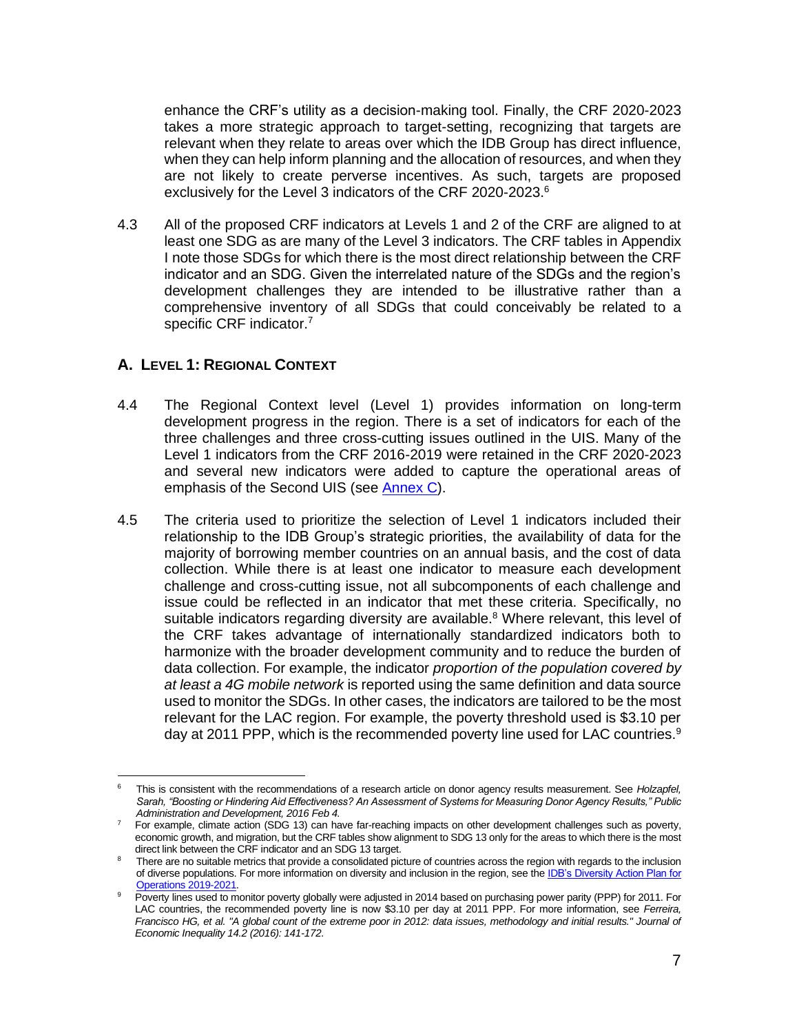enhance the CRF's utility as a decision-making tool. Finally, the CRF 2020-2023 takes a more strategic approach to target-setting, recognizing that targets are relevant when they relate to areas over which the IDB Group has direct influence, when they can help inform planning and the allocation of resources, and when they are not likely to create perverse incentives. As such, targets are proposed exclusively for the Level 3 indicators of the CRF 2020-2023.[6]

4.3 All of the proposed CRF indicators at Levels 1 and 2 of the CRF are aligned to at least one SDG as are many of the Level 3 indicators. The CRF tables in Appendix I note those SDGs for which there is the most direct relationship between the CRF indicator and an SDG. Given the interrelated nature of the SDGs and the region's development challenges they are intended to be illustrative rather than a comprehensive inventory of all SDGs that could conceivably be related to a specific CRF indicator.[7]

## A. Level 1: Regional Context

4.4 The Regional Context level (Level 1) provides information on long-term development progress in the region. There is a set of indicators for each of the three challenges and three cross-cutting issues outlined in the UIS. Many of the Level 1 indicators from the CRF 2016-2019 were retained in the CRF 2020-2023 and several new indicators were added to capture the operational areas of emphasis of the Second UIS (see [Annex C](#)).

4.5 The criteria used to prioritize the selection of Level 1 indicators included their relationship to the IDB Group's strategic priorities, the availability of data for the majority of borrowing member countries on an annual basis, and the cost of data collection. While there is at least one indicator to measure each development challenge and cross-cutting issue, not all subcomponents of each challenge and issue could be reflected in an indicator that met these criteria. Specifically, no suitable indicators regarding diversity are available.[8] Where relevant, this level of the CRF takes advantage of internationally standardized indicators both to harmonize with the broader development community and to reduce the burden of data collection. For example, the indicator *proportion of the population covered by at least a 4G mobile network* is reported using the same definition and data source used to monitor the SDGs. In other cases, the indicators are tailored to be the most relevant for the LAC region. For example, the poverty threshold used is $3.10 per day at 2011 PPP, which is the recommended poverty line used for LAC countries.[9]

---

[6] This is consistent with the recommendations of a research article on donor agency results measurement. See *Holzapfel, Sarah, "Boosting or Hindering Aid Effectiveness? An Assessment of Systems for Measuring Donor Agency Results," Public Administration and Development, 2016 Feb 4.*

[7] For example, climate action (SDG 13) can have far-reaching impacts on other development challenges such as poverty, economic growth, and migration, but the CRF tables show alignment to SDG 13 only for the areas to which there is the most direct link between the CRF indicator and an SDG 13 target.

[8] There are no suitable metrics that provide a consolidated picture of countries across the region with regards to the inclusion of diverse populations. For more information on diversity and inclusion in the region, see the [IDB's Diversity Action Plan for Operations 2019-2021](#).

[9] Poverty lines used to monitor poverty globally were adjusted in 2014 based on purchasing power parity (PPP) for 2011. For LAC countries, the recommended poverty line is now $3.10 per day at 2011 PPP. For more information, see *Ferreira, Francisco HG, et al. "A global count of the extreme poor in 2012: data issues, methodology and initial results." Journal of Economic Inequality 14.2 (2016): 141-172.*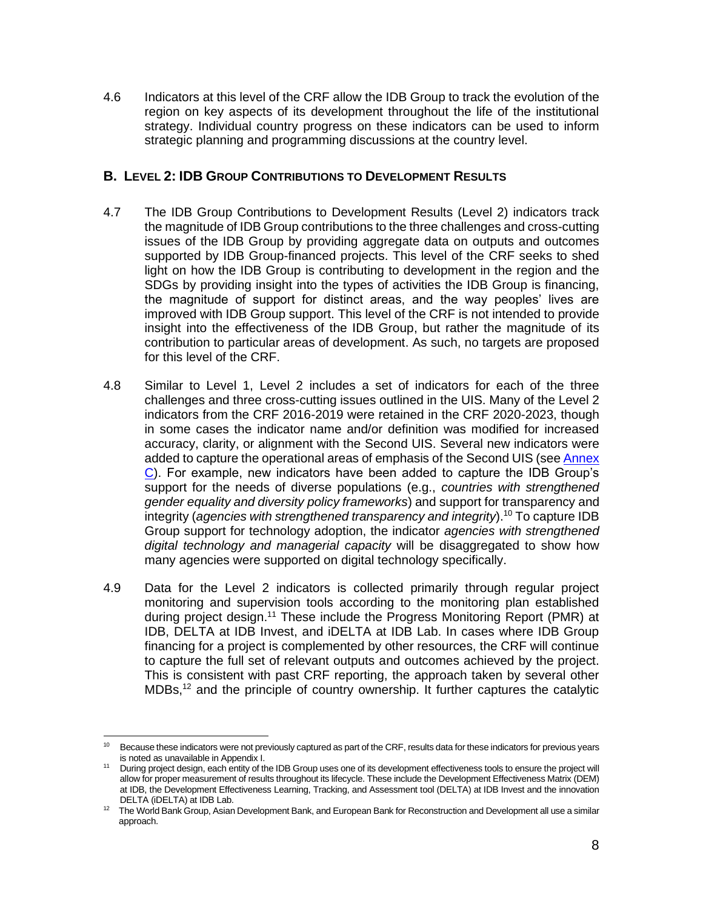4.6 Indicators at this level of the CRF allow the IDB Group to track the evolution of the region on key aspects of its development throughout the life of the institutional strategy. Individual country progress on these indicators can be used to inform strategic planning and programming discussions at the country level.

## B. LEVEL 2: IDB GROUP CONTRIBUTIONS TO DEVELOPMENT RESULTS

4.7 The IDB Group Contributions to Development Results (Level 2) indicators track the magnitude of IDB Group contributions to the three challenges and cross-cutting issues of the IDB Group by providing aggregate data on outputs and outcomes supported by IDB Group-financed projects. This level of the CRF seeks to shed light on how the IDB Group is contributing to development in the region and the SDGs by providing insight into the types of activities the IDB Group is financing, the magnitude of support for distinct areas, and the way peoples' lives are improved with IDB Group support. This level of the CRF is not intended to provide insight into the effectiveness of the IDB Group, but rather the magnitude of its contribution to particular areas of development. As such, no targets are proposed for this level of the CRF.

4.8 Similar to Level 1, Level 2 includes a set of indicators for each of the three challenges and three cross-cutting issues outlined in the UIS. Many of the Level 2 indicators from the CRF 2016-2019 were retained in the CRF 2020-2023, though in some cases the indicator name and/or definition was modified for increased accuracy, clarity, or alignment with the Second UIS. Several new indicators were added to capture the operational areas of emphasis of the Second UIS (see Annex C). For example, new indicators have been added to capture the IDB Group's support for the needs of diverse populations (e.g., *countries with strengthened gender equality and diversity policy frameworks*) and support for transparency and integrity (*agencies with strengthened transparency and integrity*).[10] To capture IDB Group support for technology adoption, the indicator *agencies with strengthened digital technology and managerial capacity* will be disaggregated to show how many agencies were supported on digital technology specifically.

4.9 Data for the Level 2 indicators is collected primarily through regular project monitoring and supervision tools according to the monitoring plan established during project design.[11] These include the Progress Monitoring Report (PMR) at IDB, DELTA at IDB Invest, and iDELTA at IDB Lab. In cases where IDB Group financing for a project is complemented by other resources, the CRF will continue to capture the full set of relevant outputs and outcomes achieved by the project. This is consistent with past CRF reporting, the approach taken by several other MDBs,[12] and the principle of country ownership. It further captures the catalytic

---

[10] Because these indicators were not previously captured as part of the CRF, results data for these indicators for previous years is noted as unavailable in Appendix I.

[11] During project design, each entity of the IDB Group uses one of its development effectiveness tools to ensure the project will allow for proper measurement of results throughout its lifecycle. These include the Development Effectiveness Matrix (DEM) at IDB, the Development Effectiveness Learning, Tracking, and Assessment tool (DELTA) at IDB Invest and the innovation DELTA (iDELTA) at IDB Lab.

[12] The World Bank Group, Asian Development Bank, and European Bank for Reconstruction and Development all use a similar approach.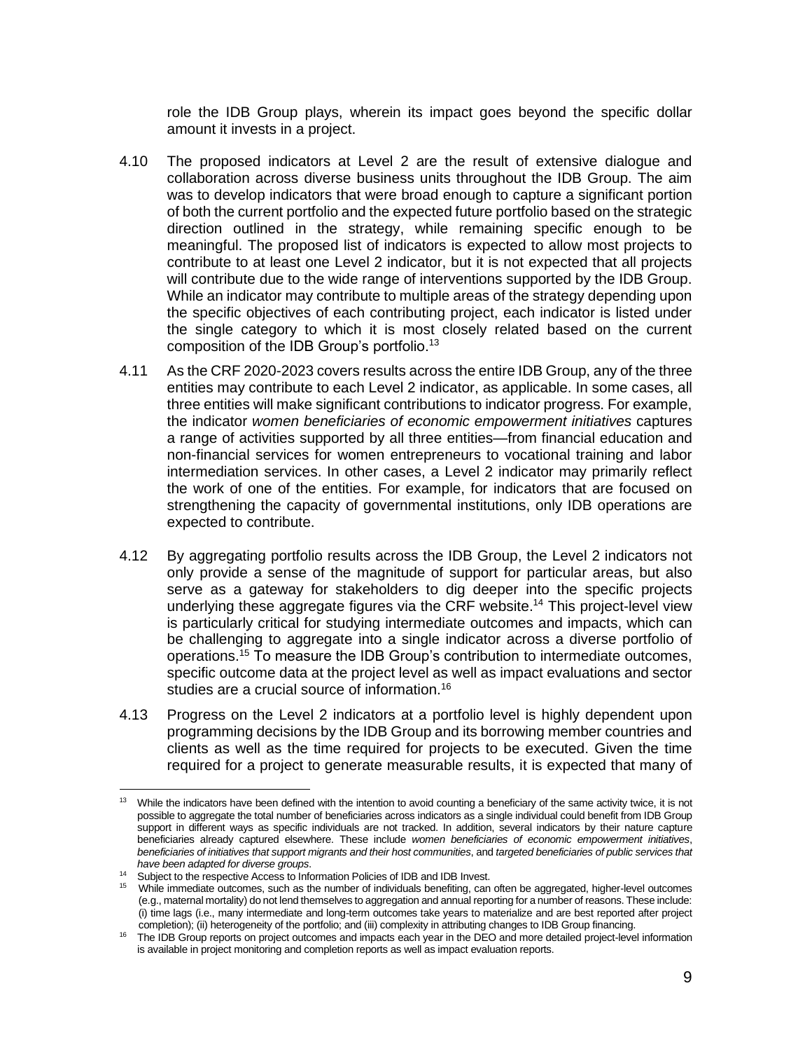role the IDB Group plays, wherein its impact goes beyond the specific dollar amount it invests in a project.

4.10 The proposed indicators at Level 2 are the result of extensive dialogue and collaboration across diverse business units throughout the IDB Group. The aim was to develop indicators that were broad enough to capture a significant portion of both the current portfolio and the expected future portfolio based on the strategic direction outlined in the strategy, while remaining specific enough to be meaningful. The proposed list of indicators is expected to allow most projects to contribute to at least one Level 2 indicator, but it is not expected that all projects will contribute due to the wide range of interventions supported by the IDB Group. While an indicator may contribute to multiple areas of the strategy depending upon the specific objectives of each contributing project, each indicator is listed under the single category to which it is most closely related based on the current composition of the IDB Group's portfolio.[13]

4.11 As the CRF 2020-2023 covers results across the entire IDB Group, any of the three entities may contribute to each Level 2 indicator, as applicable. In some cases, all three entities will make significant contributions to indicator progress. For example, the indicator *women beneficiaries of economic empowerment initiatives* captures a range of activities supported by all three entities—from financial education and non-financial services for women entrepreneurs to vocational training and labor intermediation services. In other cases, a Level 2 indicator may primarily reflect the work of one of the entities. For example, for indicators that are focused on strengthening the capacity of governmental institutions, only IDB operations are expected to contribute.

4.12 By aggregating portfolio results across the IDB Group, the Level 2 indicators not only provide a sense of the magnitude of support for particular areas, but also serve as a gateway for stakeholders to dig deeper into the specific projects underlying these aggregate figures via the CRF website.[14] This project-level view is particularly critical for studying intermediate outcomes and impacts, which can be challenging to aggregate into a single indicator across a diverse portfolio of operations.[15] To measure the IDB Group's contribution to intermediate outcomes, specific outcome data at the project level as well as impact evaluations and sector studies are a crucial source of information.[16]

4.13 Progress on the Level 2 indicators at a portfolio level is highly dependent upon programming decisions by the IDB Group and its borrowing member countries and clients as well as the time required for projects to be executed. Given the time required for a project to generate measurable results, it is expected that many of

---

[13] While the indicators have been defined with the intention to avoid counting a beneficiary of the same activity twice, it is not possible to aggregate the total number of beneficiaries across indicators as a single individual could benefit from IDB Group support in different ways as specific individuals are not tracked. In addition, several indicators by their nature capture beneficiaries already captured elsewhere. These include *women beneficiaries of economic empowerment initiatives*, *beneficiaries of initiatives that support migrants and their host communities*, and *targeted beneficiaries of public services that have been adapted for diverse groups*.

[14] Subject to the respective Access to Information Policies of IDB and IDB Invest.

[15] While immediate outcomes, such as the number of individuals benefiting, can often be aggregated, higher-level outcomes (e.g., maternal mortality) do not lend themselves to aggregation and annual reporting for a number of reasons. These include: (i) time lags (i.e., many intermediate and long-term outcomes take years to materialize and are best reported after project completion); (ii) heterogeneity of the portfolio; and (iii) complexity in attributing changes to IDB Group financing.

[16] The IDB Group reports on project outcomes and impacts each year in the DEO and more detailed project-level information is available in project monitoring and completion reports as well as impact evaluation reports.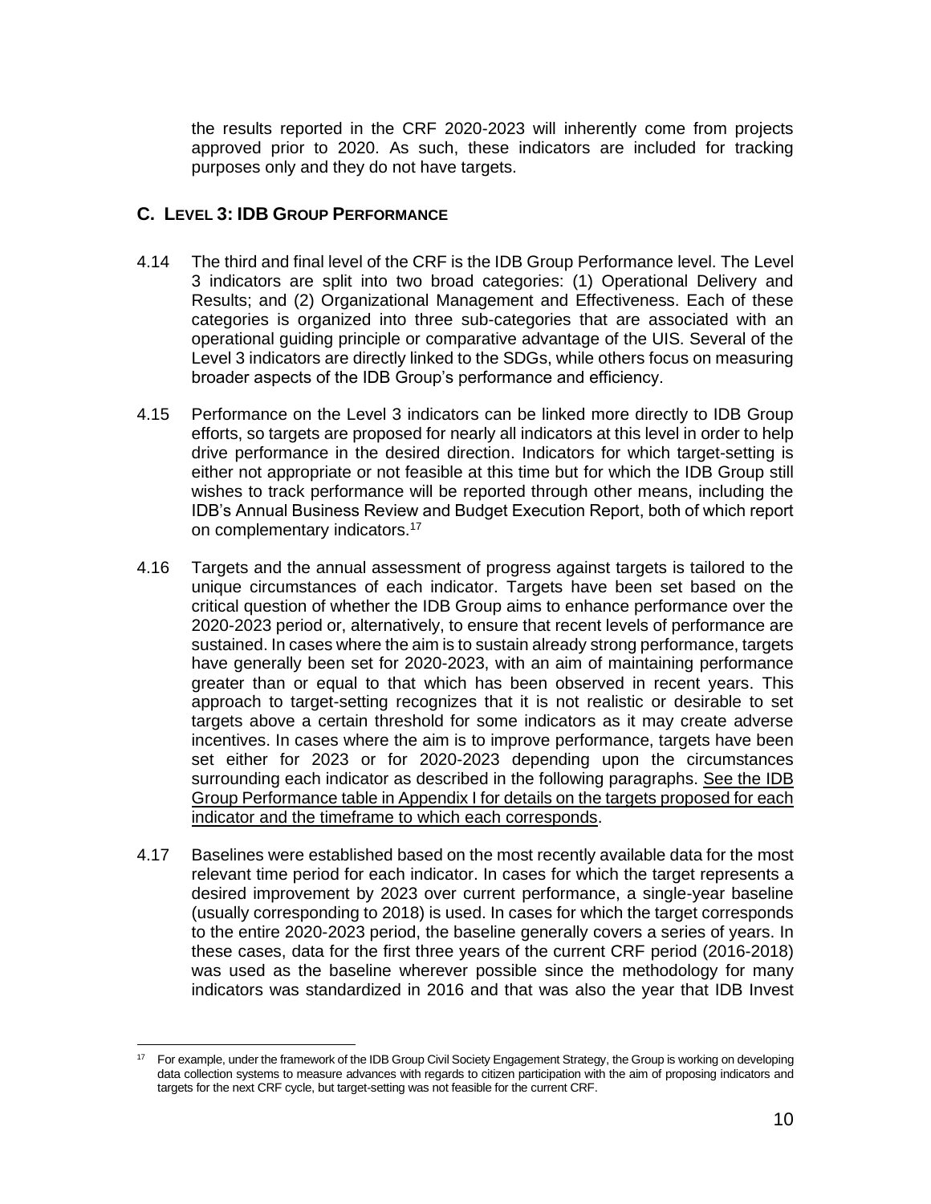the results reported in the CRF 2020-2023 will inherently come from projects approved prior to 2020. As such, these indicators are included for tracking purposes only and they do not have targets.

## C. Level 3: IDB Group Performance

4.14 The third and final level of the CRF is the IDB Group Performance level. The Level 3 indicators are split into two broad categories: (1) Operational Delivery and Results; and (2) Organizational Management and Effectiveness. Each of these categories is organized into three sub-categories that are associated with an operational guiding principle or comparative advantage of the UIS. Several of the Level 3 indicators are directly linked to the SDGs, while others focus on measuring broader aspects of the IDB Group's performance and efficiency.

4.15 Performance on the Level 3 indicators can be linked more directly to IDB Group efforts, so targets are proposed for nearly all indicators at this level in order to help drive performance in the desired direction. Indicators for which target-setting is either not appropriate or not feasible at this time but for which the IDB Group still wishes to track performance will be reported through other means, including the IDB's Annual Business Review and Budget Execution Report, both of which report on complementary indicators.[17]

4.16 Targets and the annual assessment of progress against targets is tailored to the unique circumstances of each indicator. Targets have been set based on the critical question of whether the IDB Group aims to enhance performance over the 2020-2023 period or, alternatively, to ensure that recent levels of performance are sustained. In cases where the aim is to sustain already strong performance, targets have generally been set for 2020-2023, with an aim of maintaining performance greater than or equal to that which has been observed in recent years. This approach to target-setting recognizes that it is not realistic or desirable to set targets above a certain threshold for some indicators as it may create adverse incentives. In cases where the aim is to improve performance, targets have been set either for 2023 or for 2020-2023 depending upon the circumstances surrounding each indicator as described in the following paragraphs. See the IDB Group Performance table in Appendix I for details on the targets proposed for each indicator and the timeframe to which each corresponds.

4.17 Baselines were established based on the most recently available data for the most relevant time period for each indicator. In cases for which the target represents a desired improvement by 2023 over current performance, a single-year baseline (usually corresponding to 2018) is used. In cases for which the target corresponds to the entire 2020-2023 period, the baseline generally covers a series of years. In these cases, data for the first three years of the current CRF period (2016-2018) was used as the baseline wherever possible since the methodology for many indicators was standardized in 2016 and that was also the year that IDB Invest

[17] For example, under the framework of the IDB Group Civil Society Engagement Strategy, the Group is working on developing data collection systems to measure advances with regards to citizen participation with the aim of proposing indicators and targets for the next CRF cycle, but target-setting was not feasible for the current CRF.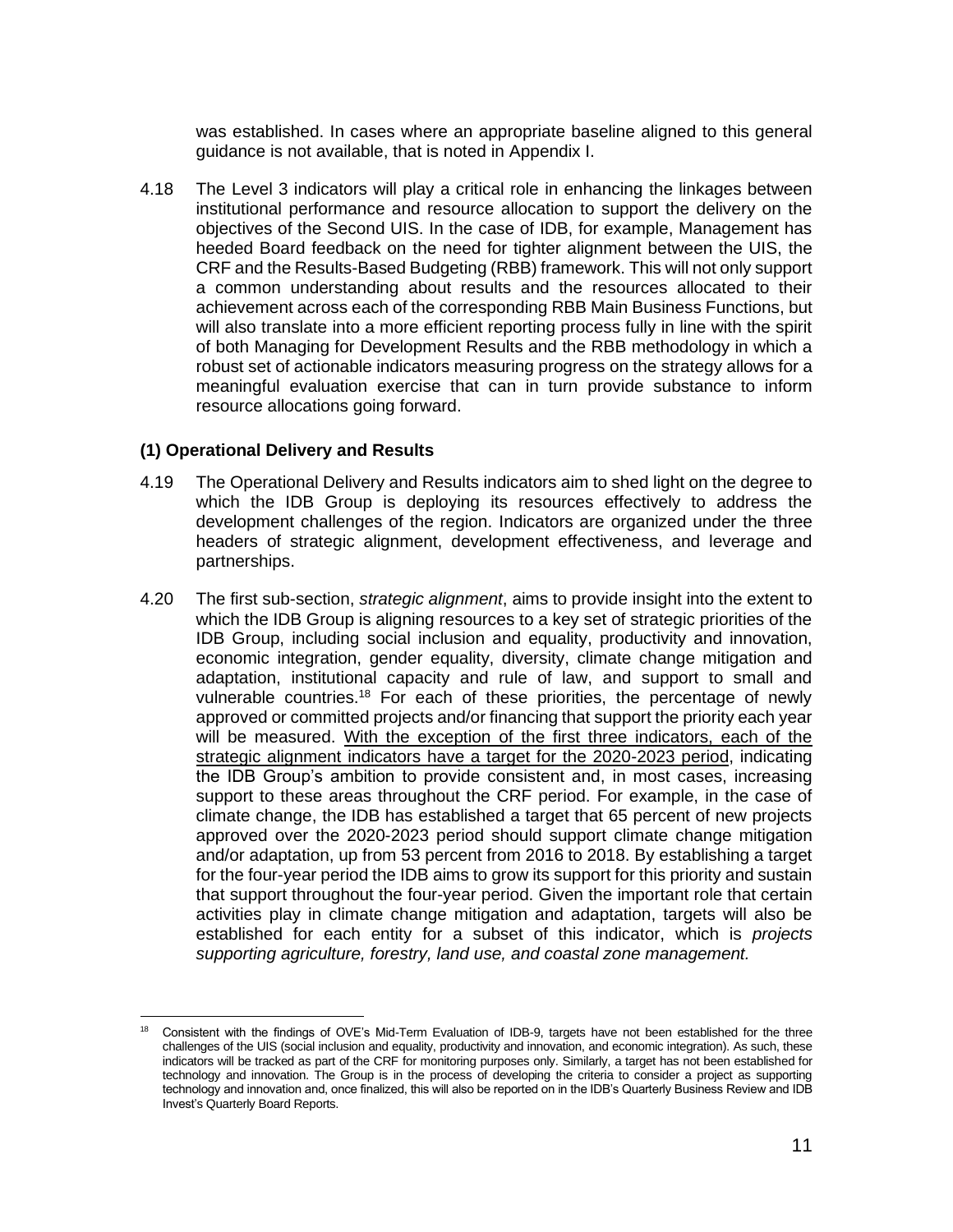was established. In cases where an appropriate baseline aligned to this general guidance is not available, that is noted in Appendix I.

4.18 The Level 3 indicators will play a critical role in enhancing the linkages between institutional performance and resource allocation to support the delivery on the objectives of the Second UIS. In the case of IDB, for example, Management has heeded Board feedback on the need for tighter alignment between the UIS, the CRF and the Results-Based Budgeting (RBB) framework. This will not only support a common understanding about results and the resources allocated to their achievement across each of the corresponding RBB Main Business Functions, but will also translate into a more efficient reporting process fully in line with the spirit of both Managing for Development Results and the RBB methodology in which a robust set of actionable indicators measuring progress on the strategy allows for a meaningful evaluation exercise that can in turn provide substance to inform resource allocations going forward.

**(1) Operational Delivery and Results**

4.19 The Operational Delivery and Results indicators aim to shed light on the degree to which the IDB Group is deploying its resources effectively to address the development challenges of the region. Indicators are organized under the three headers of strategic alignment, development effectiveness, and leverage and partnerships.

4.20 The first sub-section, *strategic alignment*, aims to provide insight into the extent to which the IDB Group is aligning resources to a key set of strategic priorities of the IDB Group, including social inclusion and equality, productivity and innovation, economic integration, gender equality, diversity, climate change mitigation and adaptation, institutional capacity and rule of law, and support to small and vulnerable countries.[18] For each of these priorities, the percentage of newly approved or committed projects and/or financing that support the priority each year will be measured. <u>With the exception of the first three indicators, each of the strategic alignment indicators have a target for the 2020-2023 period</u>, indicating the IDB Group's ambition to provide consistent and, in most cases, increasing support to these areas throughout the CRF period. For example, in the case of climate change, the IDB has established a target that 65 percent of new projects approved over the 2020-2023 period should support climate change mitigation and/or adaptation, up from 53 percent from 2016 to 2018. By establishing a target for the four-year period the IDB aims to grow its support for this priority and sustain that support throughout the four-year period. Given the important role that certain activities play in climate change mitigation and adaptation, targets will also be established for each entity for a subset of this indicator, which is *projects supporting agriculture, forestry, land use, and coastal zone management.*

[18] Consistent with the findings of OVE's Mid-Term Evaluation of IDB-9, targets have not been established for the three challenges of the UIS (social inclusion and equality, productivity and innovation, and economic integration). As such, these indicators will be tracked as part of the CRF for monitoring purposes only. Similarly, a target has not been established for technology and innovation. The Group is in the process of developing the criteria to consider a project as supporting technology and innovation and, once finalized, this will also be reported on in the IDB's Quarterly Business Review and IDB Invest's Quarterly Board Reports.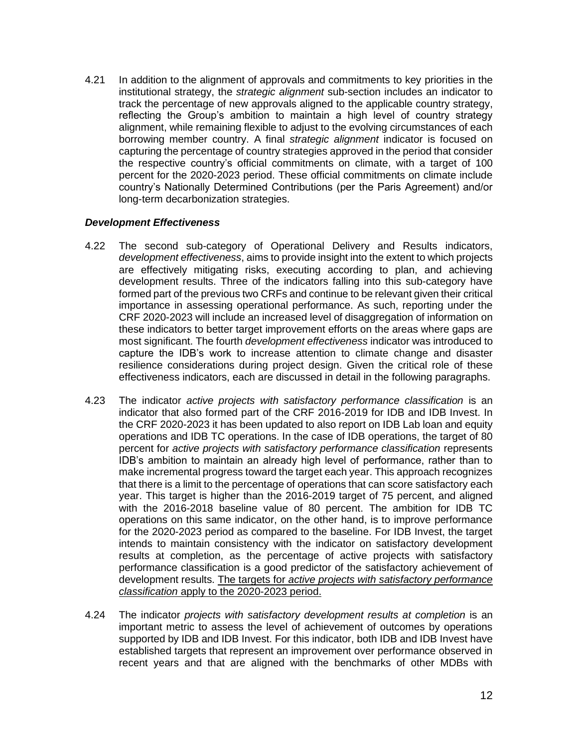4.21 In addition to the alignment of approvals and commitments to key priorities in the institutional strategy, the *strategic alignment* sub-section includes an indicator to track the percentage of new approvals aligned to the applicable country strategy, reflecting the Group's ambition to maintain a high level of country strategy alignment, while remaining flexible to adjust to the evolving circumstances of each borrowing member country. A final *strategic alignment* indicator is focused on capturing the percentage of country strategies approved in the period that consider the respective country's official commitments on climate, with a target of 100 percent for the 2020-2023 period. These official commitments on climate include country's Nationally Determined Contributions (per the Paris Agreement) and/or long-term decarbonization strategies.

### ***Development Effectiveness***

4.22 The second sub-category of Operational Delivery and Results indicators, *development effectiveness*, aims to provide insight into the extent to which projects are effectively mitigating risks, executing according to plan, and achieving development results. Three of the indicators falling into this sub-category have formed part of the previous two CRFs and continue to be relevant given their critical importance in assessing operational performance. As such, reporting under the CRF 2020-2023 will include an increased level of disaggregation of information on these indicators to better target improvement efforts on the areas where gaps are most significant. The fourth *development effectiveness* indicator was introduced to capture the IDB's work to increase attention to climate change and disaster resilience considerations during project design. Given the critical role of these effectiveness indicators, each are discussed in detail in the following paragraphs.

4.23 The indicator *active projects with satisfactory performance classification* is an indicator that also formed part of the CRF 2016-2019 for IDB and IDB Invest. In the CRF 2020-2023 it has been updated to also report on IDB Lab loan and equity operations and IDB TC operations. In the case of IDB operations, the target of 80 percent for *active projects with satisfactory performance classification* represents IDB's ambition to maintain an already high level of performance, rather than to make incremental progress toward the target each year. This approach recognizes that there is a limit to the percentage of operations that can score satisfactory each year. This target is higher than the 2016-2019 target of 75 percent, and aligned with the 2016-2018 baseline value of 80 percent. The ambition for IDB TC operations on this same indicator, on the other hand, is to improve performance for the 2020-2023 period as compared to the baseline. For IDB Invest, the target intends to maintain consistency with the indicator on satisfactory development results at completion, as the percentage of active projects with satisfactory performance classification is a good predictor of the satisfactory achievement of development results. <u>The targets for *active projects with satisfactory performance classification* apply to the 2020-2023 period.</u>

4.24 The indicator *projects with satisfactory development results at completion* is an important metric to assess the level of achievement of outcomes by operations supported by IDB and IDB Invest. For this indicator, both IDB and IDB Invest have established targets that represent an improvement over performance observed in recent years and that are aligned with the benchmarks of other MDBs with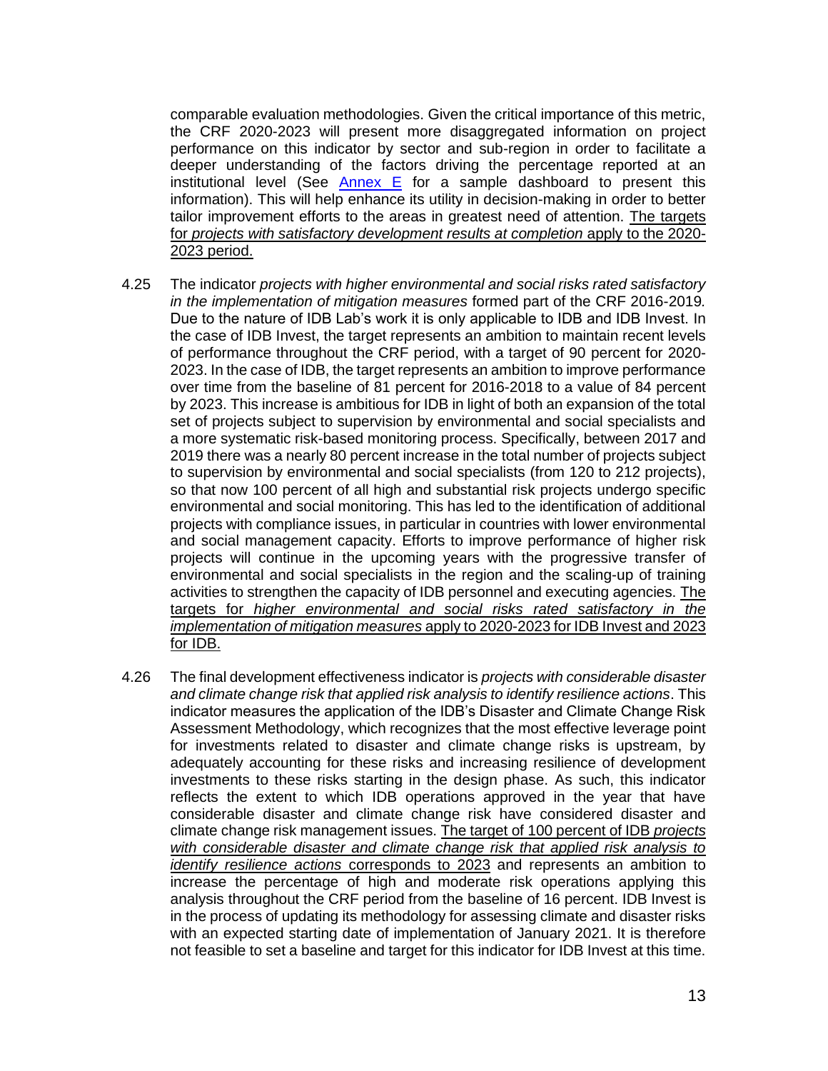comparable evaluation methodologies. Given the critical importance of this metric, the CRF 2020-2023 will present more disaggregated information on project performance on this indicator by sector and sub-region in order to facilitate a deeper understanding of the factors driving the percentage reported at an institutional level (See Annex E for a sample dashboard to present this information). This will help enhance its utility in decision-making in order to better tailor improvement efforts to the areas in greatest need of attention. <u>The targets for *projects with satisfactory development results at completion* apply to the 2020-2023 period.</u>

4.25 The indicator *projects with higher environmental and social risks rated satisfactory in the implementation of mitigation measures* formed part of the CRF 2016-2019. Due to the nature of IDB Lab's work it is only applicable to IDB and IDB Invest. In the case of IDB Invest, the target represents an ambition to maintain recent levels of performance throughout the CRF period, with a target of 90 percent for 2020-2023. In the case of IDB, the target represents an ambition to improve performance over time from the baseline of 81 percent for 2016-2018 to a value of 84 percent by 2023. This increase is ambitious for IDB in light of both an expansion of the total set of projects subject to supervision by environmental and social specialists and a more systematic risk-based monitoring process. Specifically, between 2017 and 2019 there was a nearly 80 percent increase in the total number of projects subject to supervision by environmental and social specialists (from 120 to 212 projects), so that now 100 percent of all high and substantial risk projects undergo specific environmental and social monitoring. This has led to the identification of additional projects with compliance issues, in particular in countries with lower environmental and social management capacity. Efforts to improve performance of higher risk projects will continue in the upcoming years with the progressive transfer of environmental and social specialists in the region and the scaling-up of training activities to strengthen the capacity of IDB personnel and executing agencies. <u>The targets for *higher environmental and social risks rated satisfactory in the implementation of mitigation measures* apply to 2020-2023 for IDB Invest and 2023 for IDB.</u>

4.26 The final development effectiveness indicator is *projects with considerable disaster and climate change risk that applied risk analysis to identify resilience actions*. This indicator measures the application of the IDB's Disaster and Climate Change Risk Assessment Methodology, which recognizes that the most effective leverage point for investments related to disaster and climate change risks is upstream, by adequately accounting for these risks and increasing resilience of development investments to these risks starting in the design phase. As such, this indicator reflects the extent to which IDB operations approved in the year that have considerable disaster and climate change risk have considered disaster and climate change risk management issues. <u>The target of 100 percent of IDB *projects with considerable disaster and climate change risk that applied risk analysis to identify resilience actions* corresponds to 2023</u> and represents an ambition to increase the percentage of high and moderate risk operations applying this analysis throughout the CRF period from the baseline of 16 percent. IDB Invest is in the process of updating its methodology for assessing climate and disaster risks with an expected starting date of implementation of January 2021. It is therefore not feasible to set a baseline and target for this indicator for IDB Invest at this time.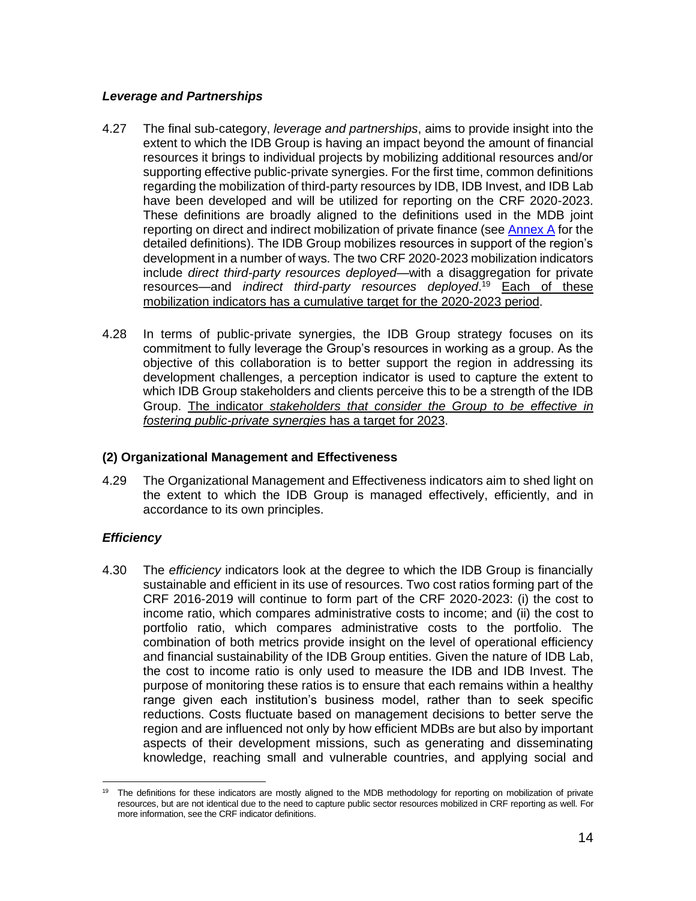### *Leverage and Partnerships*

4.27 The final sub-category, *leverage and partnerships*, aims to provide insight into the extent to which the IDB Group is having an impact beyond the amount of financial resources it brings to individual projects by mobilizing additional resources and/or supporting effective public-private synergies. For the first time, common definitions regarding the mobilization of third-party resources by IDB, IDB Invest, and IDB Lab have been developed and will be utilized for reporting on the CRF 2020-2023. These definitions are broadly aligned to the definitions used in the MDB joint reporting on direct and indirect mobilization of private finance (see Annex A for the detailed definitions). The IDB Group mobilizes resources in support of the region's development in a number of ways. The two CRF 2020-2023 mobilization indicators include *direct third-party resources deployed*—with a disaggregation for private resources—and *indirect third-party resources deployed*.[19] Each of these mobilization indicators has a cumulative target for the 2020-2023 period.

4.28 In terms of public-private synergies, the IDB Group strategy focuses on its commitment to fully leverage the Group's resources in working as a group. As the objective of this collaboration is to better support the region in addressing its development challenges, a perception indicator is used to capture the extent to which IDB Group stakeholders and clients perceive this to be a strength of the IDB Group. The indicator *stakeholders that consider the Group to be effective in fostering public-private synergies* has a target for 2023.

### (2) Organizational Management and Effectiveness

4.29 The Organizational Management and Effectiveness indicators aim to shed light on the extent to which the IDB Group is managed effectively, efficiently, and in accordance to its own principles.

### *Efficiency*

4.30 The *efficiency* indicators look at the degree to which the IDB Group is financially sustainable and efficient in its use of resources. Two cost ratios forming part of the CRF 2016-2019 will continue to form part of the CRF 2020-2023: (i) the cost to income ratio, which compares administrative costs to income; and (ii) the cost to portfolio ratio, which compares administrative costs to the portfolio. The combination of both metrics provide insight on the level of operational efficiency and financial sustainability of the IDB Group entities. Given the nature of IDB Lab, the cost to income ratio is only used to measure the IDB and IDB Invest. The purpose of monitoring these ratios is to ensure that each remains within a healthy range given each institution's business model, rather than to seek specific reductions. Costs fluctuate based on management decisions to better serve the region and are influenced not only by how efficient MDBs are but also by important aspects of their development missions, such as generating and disseminating knowledge, reaching small and vulnerable countries, and applying social and

---

[19] The definitions for these indicators are mostly aligned to the MDB methodology for reporting on mobilization of private resources, but are not identical due to the need to capture public sector resources mobilized in CRF reporting as well. For more information, see the CRF indicator definitions.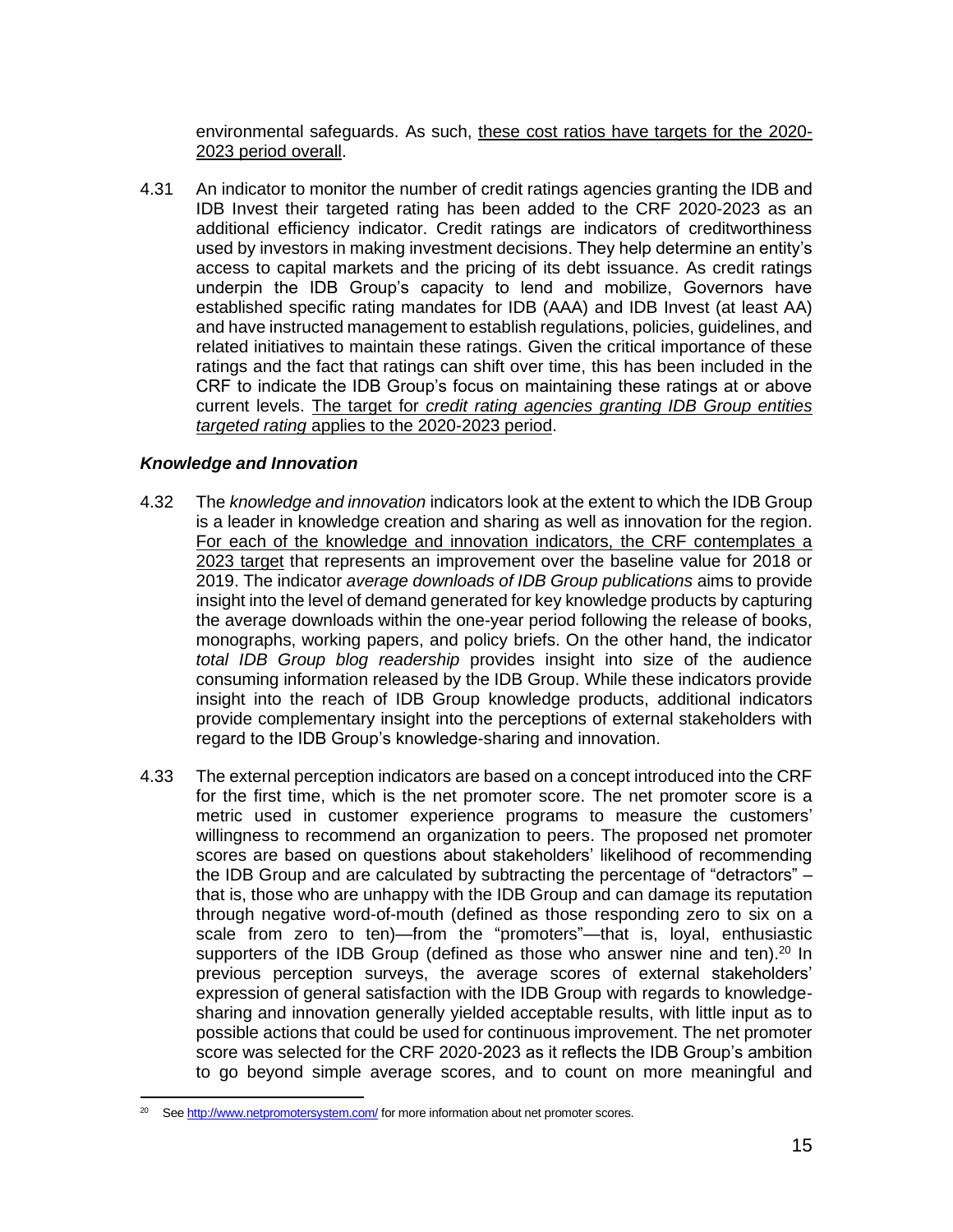environmental safeguards. As such, these cost ratios have targets for the 2020-2023 period overall.

4.31 An indicator to monitor the number of credit ratings agencies granting the IDB and IDB Invest their targeted rating has been added to the CRF 2020-2023 as an additional efficiency indicator. Credit ratings are indicators of creditworthiness used by investors in making investment decisions. They help determine an entity's access to capital markets and the pricing of its debt issuance. As credit ratings underpin the IDB Group's capacity to lend and mobilize, Governors have established specific rating mandates for IDB (AAA) and IDB Invest (at least AA) and have instructed management to establish regulations, policies, guidelines, and related initiatives to maintain these ratings. Given the critical importance of these ratings and the fact that ratings can shift over time, this has been included in the CRF to indicate the IDB Group's focus on maintaining these ratings at or above current levels. The target for *credit rating agencies granting IDB Group entities targeted rating* applies to the 2020-2023 period.

### *Knowledge and Innovation*

4.32 The *knowledge and innovation* indicators look at the extent to which the IDB Group is a leader in knowledge creation and sharing as well as innovation for the region. For each of the knowledge and innovation indicators, the CRF contemplates a 2023 target that represents an improvement over the baseline value for 2018 or 2019. The indicator *average downloads of IDB Group publications* aims to provide insight into the level of demand generated for key knowledge products by capturing the average downloads within the one-year period following the release of books, monographs, working papers, and policy briefs. On the other hand, the indicator *total IDB Group blog readership* provides insight into size of the audience consuming information released by the IDB Group. While these indicators provide insight into the reach of IDB Group knowledge products, additional indicators provide complementary insight into the perceptions of external stakeholders with regard to the IDB Group's knowledge-sharing and innovation.

4.33 The external perception indicators are based on a concept introduced into the CRF for the first time, which is the net promoter score. The net promoter score is a metric used in customer experience programs to measure the customers' willingness to recommend an organization to peers. The proposed net promoter scores are based on questions about stakeholders' likelihood of recommending the IDB Group and are calculated by subtracting the percentage of "detractors" – that is, those who are unhappy with the IDB Group and can damage its reputation through negative word-of-mouth (defined as those responding zero to six on a scale from zero to ten)—from the "promoters"—that is, loyal, enthusiastic supporters of the IDB Group (defined as those who answer nine and ten).[20] In previous perception surveys, the average scores of external stakeholders' expression of general satisfaction with the IDB Group with regards to knowledge-sharing and innovation generally yielded acceptable results, with little input as to possible actions that could be used for continuous improvement. The net promoter score was selected for the CRF 2020-2023 as it reflects the IDB Group's ambition to go beyond simple average scores, and to count on more meaningful and

[20] See http://www.netpromotersystem.com/ for more information about net promoter scores.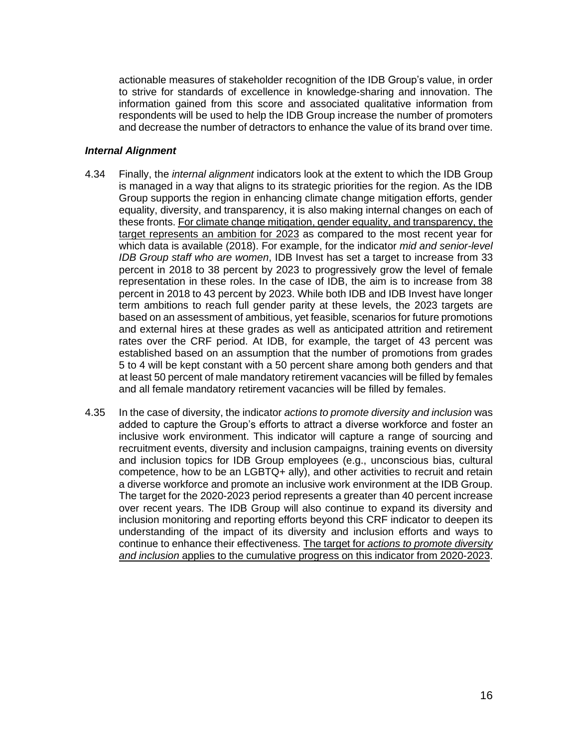actionable measures of stakeholder recognition of the IDB Group's value, in order to strive for standards of excellence in knowledge-sharing and innovation. The information gained from this score and associated qualitative information from respondents will be used to help the IDB Group increase the number of promoters and decrease the number of detractors to enhance the value of its brand over time.

***Internal Alignment***

4.34 Finally, the *internal alignment* indicators look at the extent to which the IDB Group is managed in a way that aligns to its strategic priorities for the region. As the IDB Group supports the region in enhancing climate change mitigation efforts, gender equality, diversity, and transparency, it is also making internal changes on each of these fronts. <u>For climate change mitigation, gender equality, and transparency, the target represents an ambition for 2023</u> as compared to the most recent year for which data is available (2018). For example, for the indicator *mid and senior-level IDB Group staff who are women*, IDB Invest has set a target to increase from 33 percent in 2018 to 38 percent by 2023 to progressively grow the level of female representation in these roles. In the case of IDB, the aim is to increase from 38 percent in 2018 to 43 percent by 2023. While both IDB and IDB Invest have longer term ambitions to reach full gender parity at these levels, the 2023 targets are based on an assessment of ambitious, yet feasible, scenarios for future promotions and external hires at these grades as well as anticipated attrition and retirement rates over the CRF period. At IDB, for example, the target of 43 percent was established based on an assumption that the number of promotions from grades 5 to 4 will be kept constant with a 50 percent share among both genders and that at least 50 percent of male mandatory retirement vacancies will be filled by females and all female mandatory retirement vacancies will be filled by females.

4.35 In the case of diversity, the indicator *actions to promote diversity and inclusion* was added to capture the Group's efforts to attract a diverse workforce and foster an inclusive work environment. This indicator will capture a range of sourcing and recruitment events, diversity and inclusion campaigns, training events on diversity and inclusion topics for IDB Group employees (e.g., unconscious bias, cultural competence, how to be an LGBTQ+ ally), and other activities to recruit and retain a diverse workforce and promote an inclusive work environment at the IDB Group. The target for the 2020-2023 period represents a greater than 40 percent increase over recent years. The IDB Group will also continue to expand its diversity and inclusion monitoring and reporting efforts beyond this CRF indicator to deepen its understanding of the impact of its diversity and inclusion efforts and ways to continue to enhance their effectiveness. <u>The target for *actions to promote diversity and inclusion* applies to the cumulative progress on this indicator from 2020-2023</u>.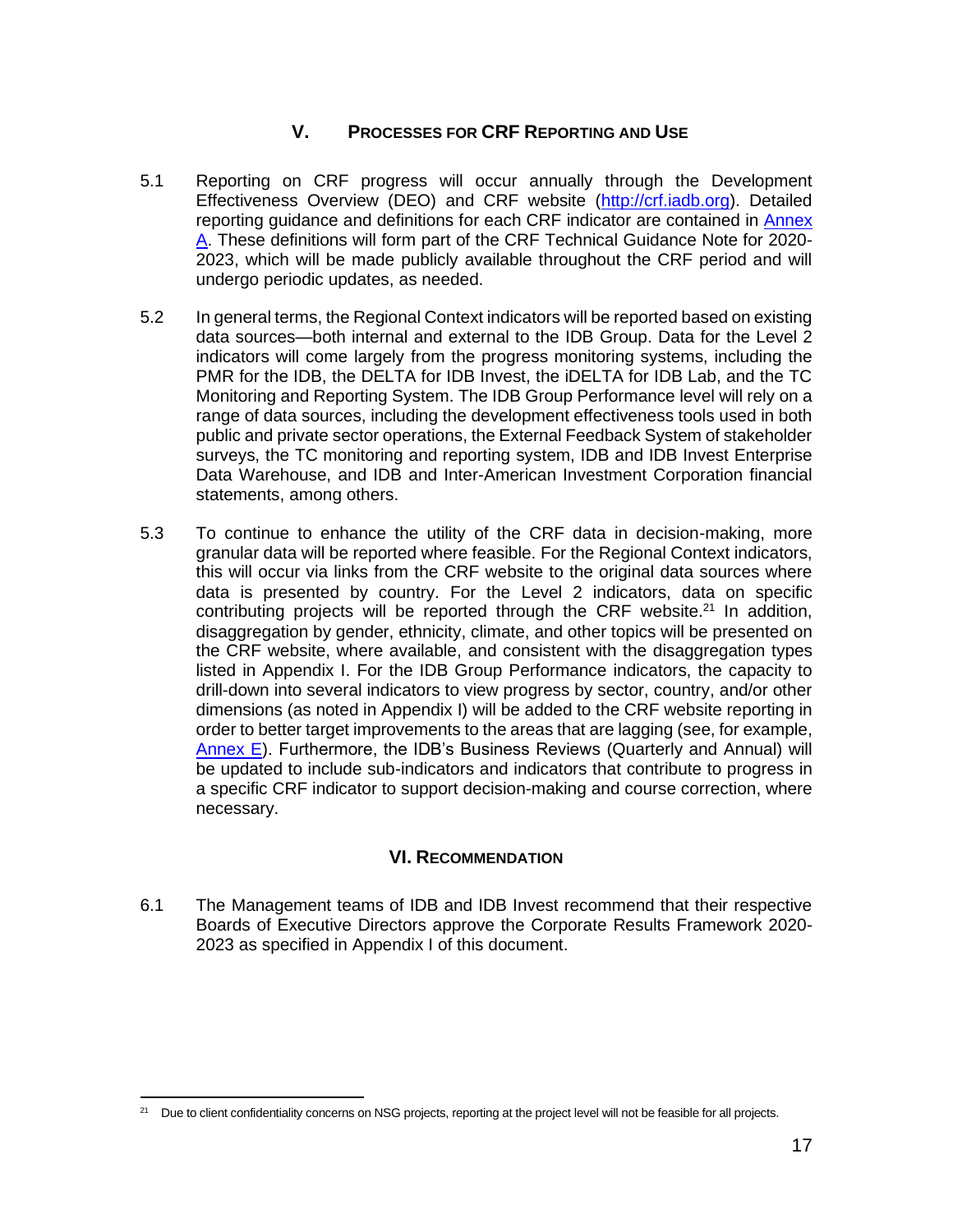## V. PROCESSES FOR CRF REPORTING AND USE

5.1 Reporting on CRF progress will occur annually through the Development Effectiveness Overview (DEO) and CRF website (http://crf.iadb.org). Detailed reporting guidance and definitions for each CRF indicator are contained in Annex A. These definitions will form part of the CRF Technical Guidance Note for 2020-2023, which will be made publicly available throughout the CRF period and will undergo periodic updates, as needed.

5.2 In general terms, the Regional Context indicators will be reported based on existing data sources—both internal and external to the IDB Group. Data for the Level 2 indicators will come largely from the progress monitoring systems, including the PMR for the IDB, the DELTA for IDB Invest, the iDELTA for IDB Lab, and the TC Monitoring and Reporting System. The IDB Group Performance level will rely on a range of data sources, including the development effectiveness tools used in both public and private sector operations, the External Feedback System of stakeholder surveys, the TC monitoring and reporting system, IDB and IDB Invest Enterprise Data Warehouse, and IDB and Inter-American Investment Corporation financial statements, among others.

5.3 To continue to enhance the utility of the CRF data in decision-making, more granular data will be reported where feasible. For the Regional Context indicators, this will occur via links from the CRF website to the original data sources where data is presented by country. For the Level 2 indicators, data on specific contributing projects will be reported through the CRF website.[21] In addition, disaggregation by gender, ethnicity, climate, and other topics will be presented on the CRF website, where available, and consistent with the disaggregation types listed in Appendix I. For the IDB Group Performance indicators, the capacity to drill-down into several indicators to view progress by sector, country, and/or other dimensions (as noted in Appendix I) will be added to the CRF website reporting in order to better target improvements to the areas that are lagging (see, for example, Annex E). Furthermore, the IDB's Business Reviews (Quarterly and Annual) will be updated to include sub-indicators and indicators that contribute to progress in a specific CRF indicator to support decision-making and course correction, where necessary.

## VI. RECOMMENDATION

6.1 The Management teams of IDB and IDB Invest recommend that their respective Boards of Executive Directors approve the Corporate Results Framework 2020-2023 as specified in Appendix I of this document.

---

[21] Due to client confidentiality concerns on NSG projects, reporting at the project level will not be feasible for all projects.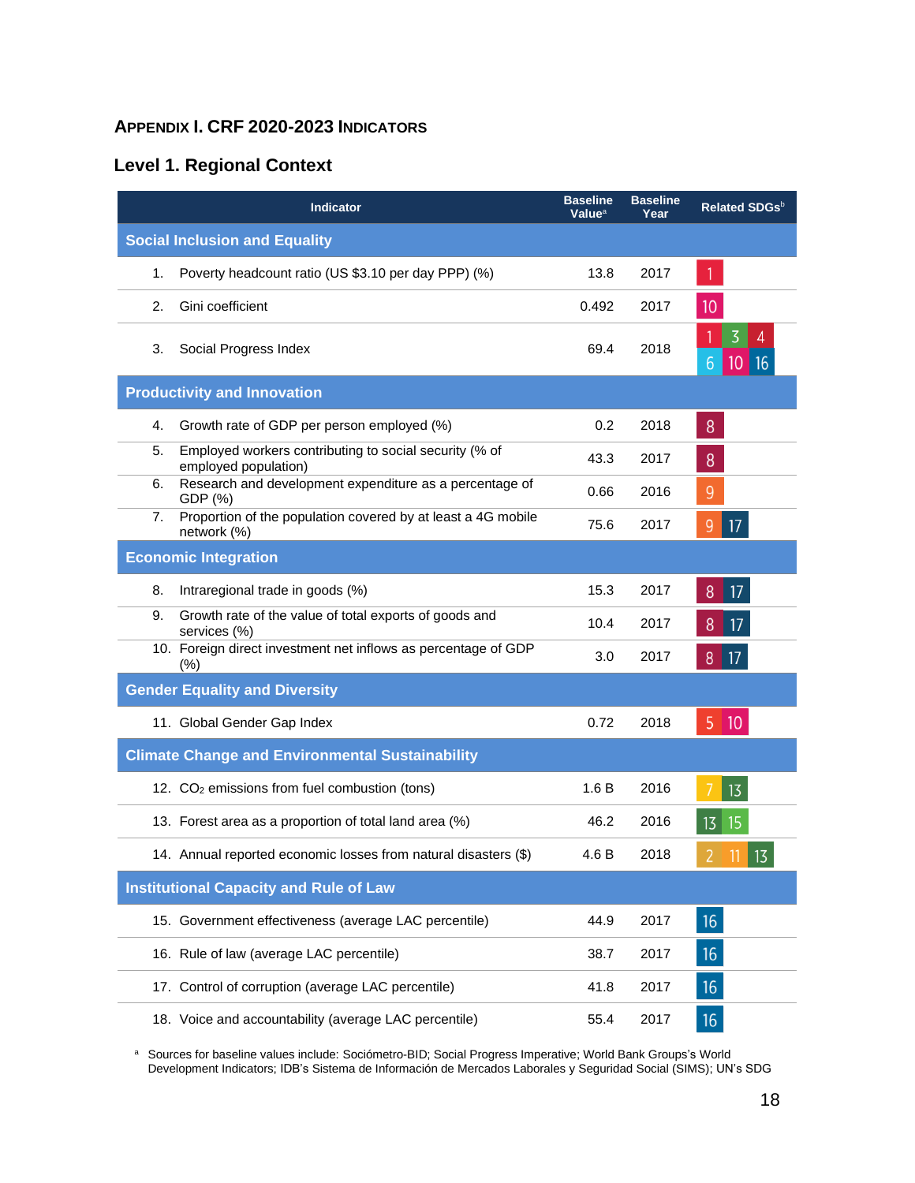## APPENDIX I. CRF 2020-2023 INDICATORS

### Level 1. Regional Context

| Indicator | Baseline Value[a] | Baseline Year | Related SDGs[b] |
|---|---|---|---|
| **Social Inclusion and Equality** | | | |
| 1. Poverty headcount ratio (US $3.10 per day PPP) (%) | 13.8 | 2017 | 1 |
| 2. Gini coefficient | 0.492 | 2017 | 10 |
| 3. Social Progress Index | 69.4 | 2018 | 1, 3, 4, 6, 10, 16 |
| **Productivity and Innovation** | | | |
| 4. Growth rate of GDP per person employed (%) | 0.2 | 2018 | 8 |
| 5. Employed workers contributing to social security (% of employed population) | 43.3 | 2017 | 8 |
| 6. Research and development expenditure as a percentage of GDP (%) | 0.66 | 2016 | 9 |
| 7. Proportion of the population covered by at least a 4G mobile network (%) | 75.6 | 2017 | 9, 17 |
| **Economic Integration** | | | |
| 8. Intraregional trade in goods (%) | 15.3 | 2017 | 8, 17 |
| 9. Growth rate of the value of total exports of goods and services (%) | 10.4 | 2017 | 8, 17 |
| 10. Foreign direct investment net inflows as percentage of GDP (%) | 3.0 | 2017 | 8, 17 |
| **Gender Equality and Diversity** | | | |
| 11. Global Gender Gap Index | 0.72 | 2018 | 5, 10 |
| **Climate Change and Environmental Sustainability** | | | |
| 12. $CO_2$ emissions from fuel combustion (tons) | 1.6 B | 2016 | 7, 13 |
| 13. Forest area as a proportion of total land area (%) | 46.2 | 2016 | 13, 15 |
| 14. Annual reported economic losses from natural disasters ($) | 4.6 B | 2018 | 2, 11, 13 |
| **Institutional Capacity and Rule of Law** | | | |
| 15. Government effectiveness (average LAC percentile) | 44.9 | 2017 | 16 |
| 16. Rule of law (average LAC percentile) | 38.7 | 2017 | 16 |
| 17. Control of corruption (average LAC percentile) | 41.8 | 2017 | 16 |
| 18. Voice and accountability (average LAC percentile) | 55.4 | 2017 | 16 |

[a] Sources for baseline values include: Sociómetro-BID; Social Progress Imperative; World Bank Groups's World Development Indicators; IDB's Sistema de Información de Mercados Laborales y Seguridad Social (SIMS); UN's SDG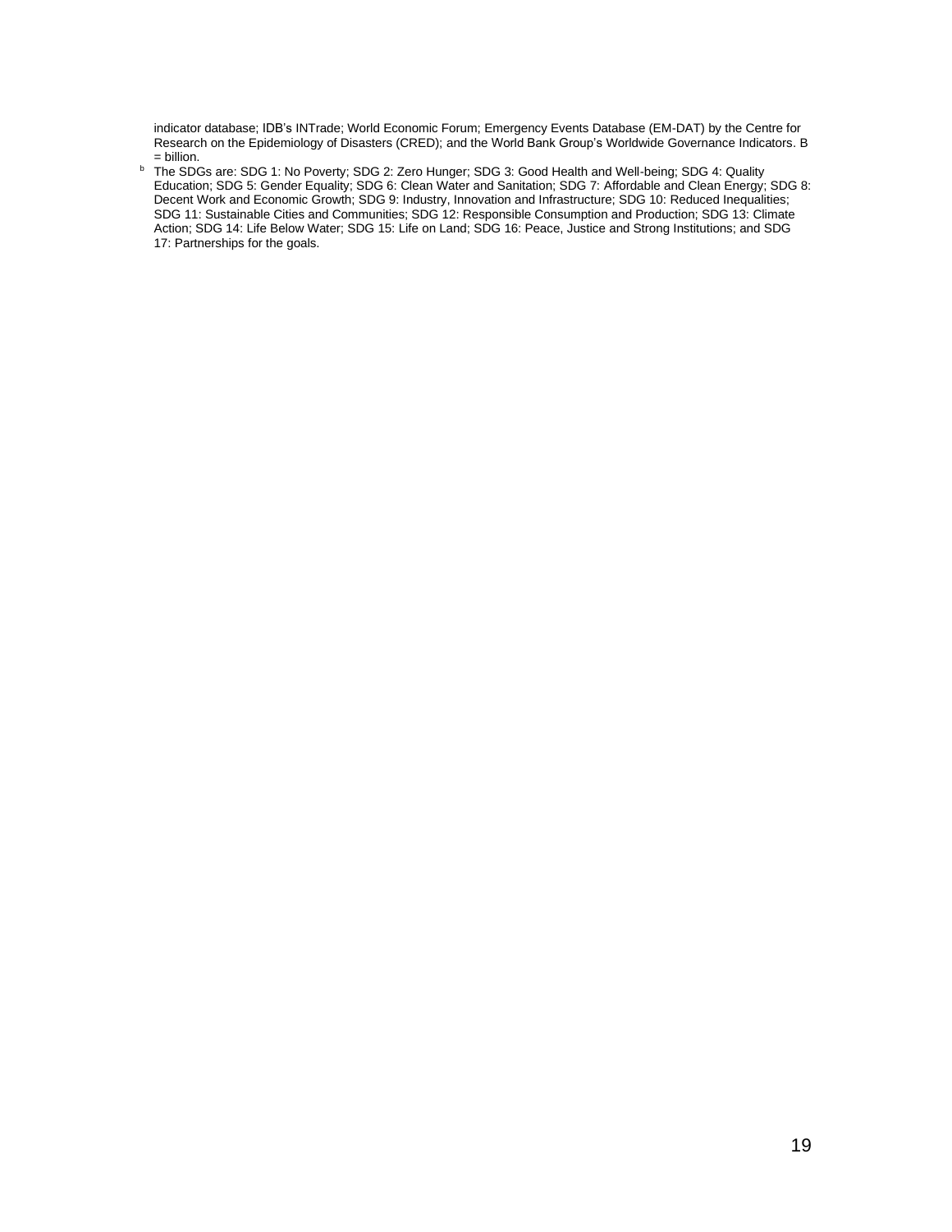indicator database; IDB's INTrade; World Economic Forum; Emergency Events Database (EM-DAT) by the Centre for Research on the Epidemiology of Disasters (CRED); and the World Bank Group's Worldwide Governance Indicators. B = billion.

[b] The SDGs are: SDG 1: No Poverty; SDG 2: Zero Hunger; SDG 3: Good Health and Well-being; SDG 4: Quality Education; SDG 5: Gender Equality; SDG 6: Clean Water and Sanitation; SDG 7: Affordable and Clean Energy; SDG 8: Decent Work and Economic Growth; SDG 9: Industry, Innovation and Infrastructure; SDG 10: Reduced Inequalities; SDG 11: Sustainable Cities and Communities; SDG 12: Responsible Consumption and Production; SDG 13: Climate Action; SDG 14: Life Below Water; SDG 15: Life on Land; SDG 16: Peace, Justice and Strong Institutions; and SDG 17: Partnerships for the goals.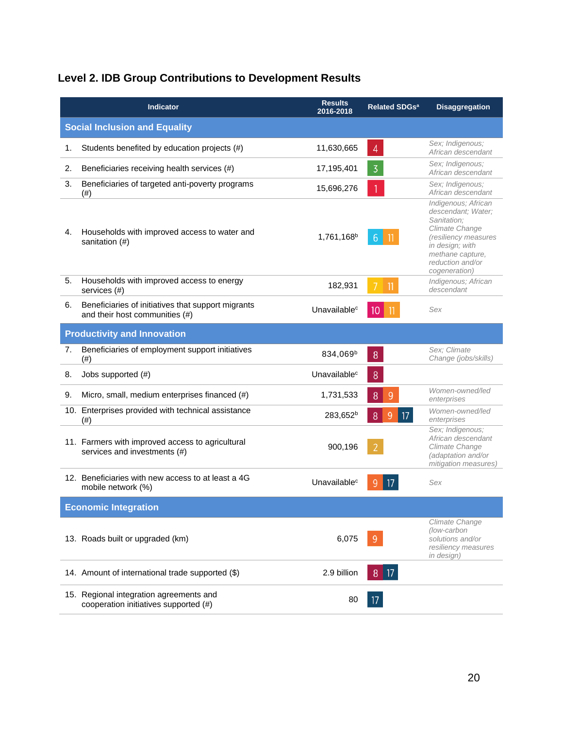## Level 2. IDB Group Contributions to Development Results

| | Indicator | Results 2016-2018 | Related SDGs[a] | Disaggregation |
|---|---|---|---|---|
| **Social Inclusion and Equality** | | | | |
| 1. | Students benefited by education projects (#) | 11,630,665 | 4 | *Sex; Indigenous; African descendant* |
| 2. | Beneficiaries receiving health services (#) | 17,195,401 | 3 | *Sex; Indigenous; African descendant* |
| 3. | Beneficiaries of targeted anti-poverty programs (#) | 15,696,276 | 1 | *Sex; Indigenous; African descendant* |
| 4. | Households with improved access to water and sanitation (#) | 1,761,168[b] | 6, 11 | *Indigenous; African descendant; Water; Sanitation; Climate Change (resiliency measures in design; with methane capture, reduction and/or cogeneration)* |
| 5. | Households with improved access to energy services (#) | 182,931 | 7, 11 | *Indigenous; African descendant* |
| 6. | Beneficiaries of initiatives that support migrants and their host communities (#) | Unavailable[c] | 10, 11 | *Sex* |
| **Productivity and Innovation** | | | | |
| 7. | Beneficiaries of employment support initiatives (#) | 834,069[b] | 8 | *Sex; Climate Change (jobs/skills)* |
| 8. | Jobs supported (#) | Unavailable[c] | 8 | |
| 9. | Micro, small, medium enterprises financed (#) | 1,731,533 | 8, 9 | *Women-owned/led enterprises* |
| 10. | Enterprises provided with technical assistance (#) | 283,652[b] | 8, 9, 17 | *Women-owned/led enterprises* |
| 11. | Farmers with improved access to agricultural services and investments (#) | 900,196 | 2 | *Sex; Indigenous; African descendant Climate Change (adaptation and/or mitigation measures)* |
| 12. | Beneficiaries with new access to at least a 4G mobile network (%) | Unavailable[c] | 9, 17 | *Sex* |
| **Economic Integration** | | | | |
| 13. | Roads built or upgraded (km) | 6,075 | 9 | *Climate Change (low-carbon solutions and/or resiliency measures in design)* |
| 14. | Amount of international trade supported ($) | 2.9 billion | 8, 17 | |
| 15. | Regional integration agreements and cooperation initiatives supported (#) | 80 | 17 | |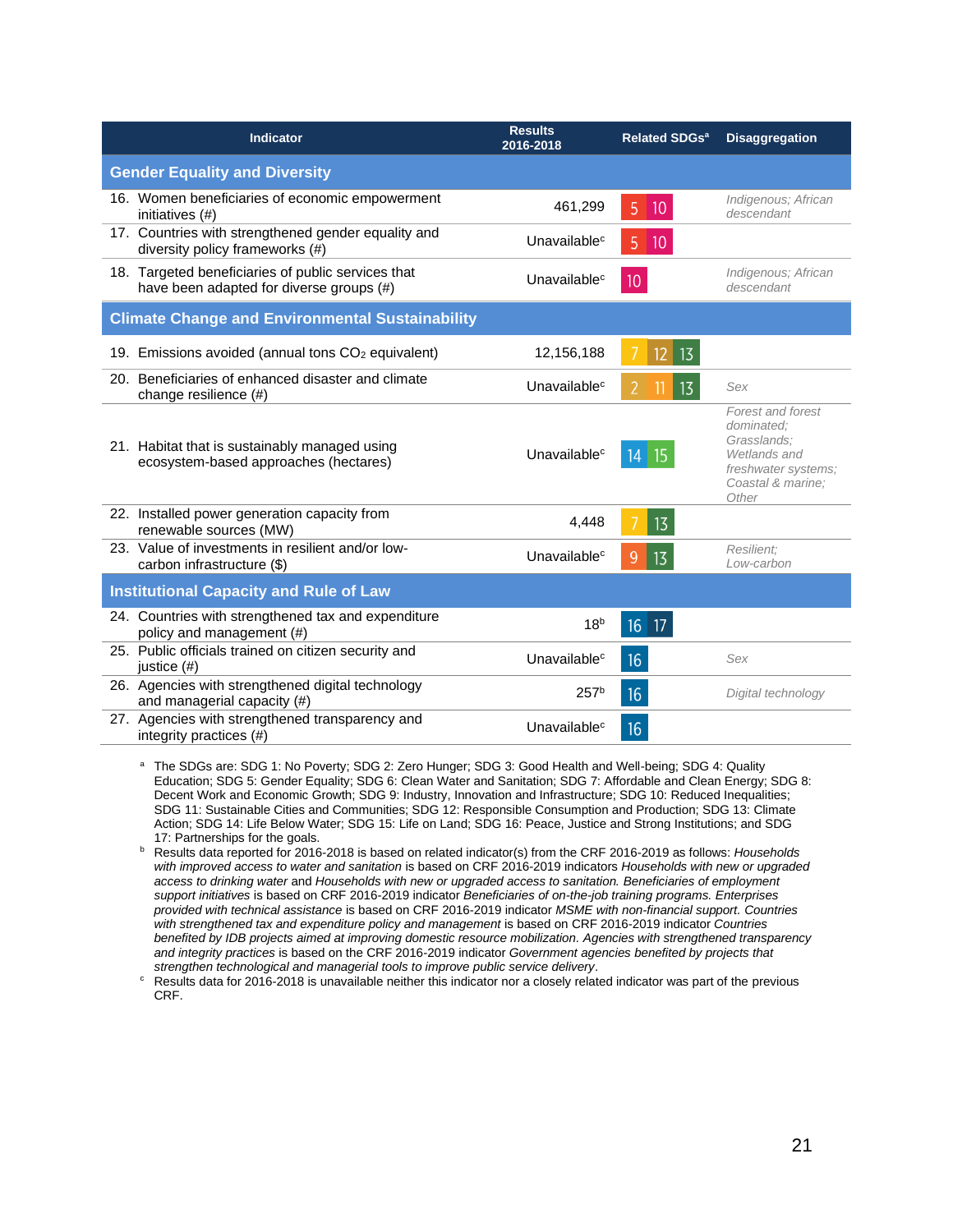| Indicator | Results 2016-2018 | Related SDGs[a] | Disaggregation |
|---|---|---|---|
| **Gender Equality and Diversity** | | | |
| 16. Women beneficiaries of economic empowerment initiatives (#) | 461,299 | 5 10 | *Indigenous; African descendant* |
| 17. Countries with strengthened gender equality and diversity policy frameworks (#) | Unavailable[c] | 5 10 | |
| 18. Targeted beneficiaries of public services that have been adapted for diverse groups (#) | Unavailable[c] | 10 | *Indigenous; African descendant* |
| **Climate Change and Environmental Sustainability** | | | |
| 19. Emissions avoided (annual tons $CO_2$ equivalent) | 12,156,188 | 7 12 13 | |
| 20. Beneficiaries of enhanced disaster and climate change resilience (#) | Unavailable[c] | 2 11 13 | *Sex* |
| 21. Habitat that is sustainably managed using ecosystem-based approaches (hectares) | Unavailable[c] | 14 15 | *Forest and forest dominated; Grasslands; Wetlands and freshwater systems; Coastal & marine; Other* |
| 22. Installed power generation capacity from renewable sources (MW) | 4,448 | 7 13 | |
| 23. Value of investments in resilient and/or low-carbon infrastructure ($) | Unavailable[c] | 9 13 | *Resilient; Low-carbon* |
| **Institutional Capacity and Rule of Law** | | | |
| 24. Countries with strengthened tax and expenditure policy and management (#) | 18[b] | 16 17 | |
| 25. Public officials trained on citizen security and justice (#) | Unavailable[c] | 16 | *Sex* |
| 26. Agencies with strengthened digital technology and managerial capacity (#) | 257[b] | 16 | *Digital technology* |
| 27. Agencies with strengthened transparency and integrity practices (#) | Unavailable[c] | 16 | |

[a] The SDGs are: SDG 1: No Poverty; SDG 2: Zero Hunger; SDG 3: Good Health and Well-being; SDG 4: Quality Education; SDG 5: Gender Equality; SDG 6: Clean Water and Sanitation; SDG 7: Affordable and Clean Energy; SDG 8: Decent Work and Economic Growth; SDG 9: Industry, Innovation and Infrastructure; SDG 10: Reduced Inequalities; SDG 11: Sustainable Cities and Communities; SDG 12: Responsible Consumption and Production; SDG 13: Climate Action; SDG 14: Life Below Water; SDG 15: Life on Land; SDG 16: Peace, Justice and Strong Institutions; and SDG 17: Partnerships for the goals.

[b] Results data reported for 2016-2018 is based on related indicator(s) from the CRF 2016-2019 as follows: *Households with improved access to water and sanitation* is based on CRF 2016-2019 indicators *Households with new or upgraded access to drinking water* and *Households with new or upgraded access to sanitation. Beneficiaries of employment support initiatives* is based on CRF 2016-2019 indicator *Beneficiaries of on-the-job training programs. Enterprises provided with technical assistance* is based on CRF 2016-2019 indicator *MSME with non-financial support. Countries with strengthened tax and expenditure policy and management* is based on CRF 2016-2019 indicator *Countries benefited by IDB projects aimed at improving domestic resource mobilization. Agencies with strengthened transparency and integrity practices* is based on the CRF 2016-2019 indicator *Government agencies benefited by projects that strengthen technological and managerial tools to improve public service delivery*.

[c] Results data for 2016-2018 is unavailable neither this indicator nor a closely related indicator was part of the previous CRF.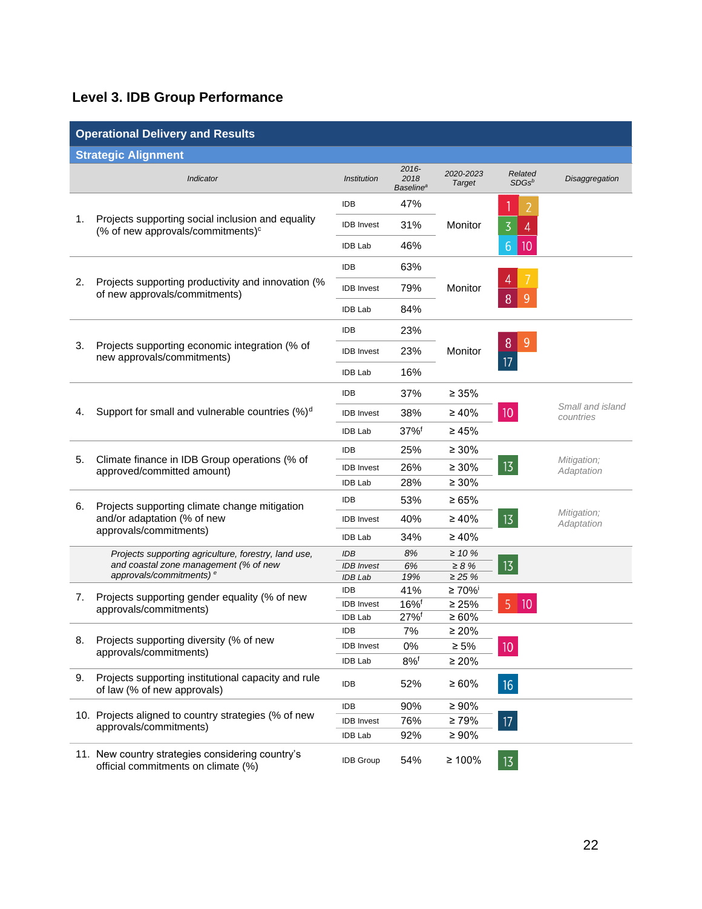## Level 3. IDB Group Performance

| Operational Delivery and Results | | | | | | |
|---|---|---|---|---|---|---|
| **Strategic Alignment** | | | | | | |
| *Indicator* | *Institution* | *2016-2018 Baseline*[a] | *2020-2023 Target* | *Related SDGs*[b] | *Disaggregation* |
| 1. Projects supporting social inclusion and equality (% of new approvals/commitments)[c] | IDB | 47% | Monitor | 1, 2, 3, 4, 6, 10 | |
| | IDB Invest | 31% | | | |
| | IDB Lab | 46% | | | |
| 2. Projects supporting productivity and innovation (% of new approvals/commitments) | IDB | 63% | Monitor | 4, 7, 8, 9 | |
| | IDB Invest | 79% | | | |
| | IDB Lab | 84% | | | |
| 3. Projects supporting economic integration (% of new approvals/commitments) | IDB | 23% | Monitor | 8, 9, 17 | |
| | IDB Invest | 23% | | | |
| | IDB Lab | 16% | | | |
| 4. Support for small and vulnerable countries (%)[d] | IDB | 37% | ≥ 35% | 10 | *Small and island countries* |
| | IDB Invest | 38% | ≥ 40% | | |
| | IDB Lab | 37%[f] | ≥ 45% | | |
| 5. Climate finance in IDB Group operations (% of approved/committed amount) | IDB | 25% | ≥ 30% | 13 | *Mitigation; Adaptation* |
| | IDB Invest | 26% | ≥ 30% | | |
| | IDB Lab | 28% | ≥ 30% | | |
| 6. Projects supporting climate change mitigation and/or adaptation (% of new approvals/commitments) | IDB | 53% | ≥ 65% | 13 | *Mitigation; Adaptation* |
| | IDB Invest | 40% | ≥ 40% | | |
| | IDB Lab | 34% | ≥ 40% | | |
| *Projects supporting agriculture, forestry, land use, and coastal zone management (% of new approvals/commitments)* [e] | *IDB* | *8%* | *≥ 10 %* | 13 | |
| | *IDB Invest* | *6%* | *≥ 8 %* | | |
| | *IDB Lab* | *19%* | *≥ 25 %* | | |
| 7. Projects supporting gender equality (% of new approvals/commitments) | IDB | 41% | ≥ 70%[i] | 5, 10 | |
| | IDB Invest | 16%[f] | ≥ 25% | | |
| | IDB Lab | 27%[f] | ≥ 60% | | |
| 8. Projects supporting diversity (% of new approvals/commitments) | IDB | 7% | ≥ 20% | 10 | |
| | IDB Invest | 0% | ≥ 5% | | |
| | IDB Lab | 8%[f] | ≥ 20% | | |
| 9. Projects supporting institutional capacity and rule of law (% of new approvals) | IDB | 52% | ≥ 60% | 16 | |
| 10. Projects aligned to country strategies (% of new approvals/commitments) | IDB | 90% | ≥ 90% | 17 | |
| | IDB Invest | 76% | ≥ 79% | | |
| | IDB Lab | 92% | ≥ 90% | | |
| 11. New country strategies considering country's official commitments on climate (%) | IDB Group | 54% | ≥ 100% | 13 | |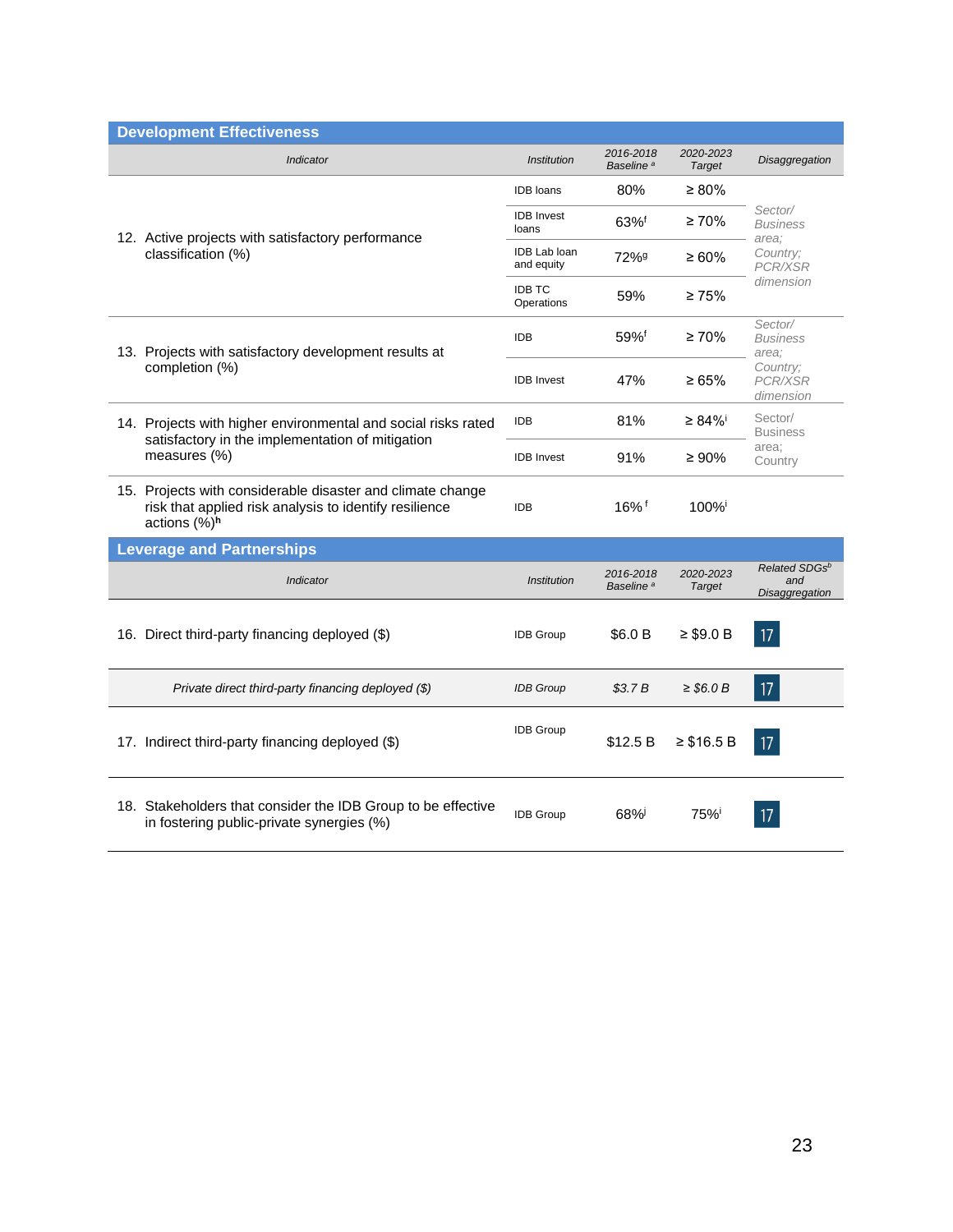## Development Effectiveness

| Indicator | Institution | 2016-2018 Baseline [a] | 2020-2023 Target | Disaggregation |
|---|---|---|---|---|
| 12. Active projects with satisfactory performance classification (%) | IDB loans | 80% | ≥ 80% | Sector/ Business area; Country; PCR/XSR dimension |
| | IDB Invest loans | 63%[f] | ≥ 70% | |
| | IDB Lab loan and equity | 72%[g] | ≥ 60% | |
| | IDB TC Operations | 59% | ≥ 75% | |
| 13. Projects with satisfactory development results at completion (%) | IDB | 59%[f] | ≥ 70% | Sector/ Business area; Country; PCR/XSR dimension |
| | IDB Invest | 47% | ≥ 65% | |
| 14. Projects with higher environmental and social risks rated satisfactory in the implementation of mitigation measures (%) | IDB | 81% | ≥ 84%[i] | Sector/ Business area; Country |
| | IDB Invest | 91% | ≥ 90% | |
| 15. Projects with considerable disaster and climate change risk that applied risk analysis to identify resilience actions (%)[h] | IDB | 16% [f] | 100%[i] | |

## Leverage and Partnerships

| Indicator | Institution | 2016-2018 Baseline [a] | 2020-2023 Target | Related SDGs[b] and Disaggregation |
|---|---|---|---|---|
| 16. Direct third-party financing deployed ($) | IDB Group | $6.0 B | ≥ $9.0 B | 17 |
| *Private direct third-party financing deployed ($)* | *IDB Group* | *$3.7 B* | *≥ $6.0 B* | 17 |
| 17. Indirect third-party financing deployed ($) | IDB Group | $12.5 B | ≥ $16.5 B | 17 |
| 18. Stakeholders that consider the IDB Group to be effective in fostering public-private synergies (%) | IDB Group | 68%[j] | 75%[i] | 17 |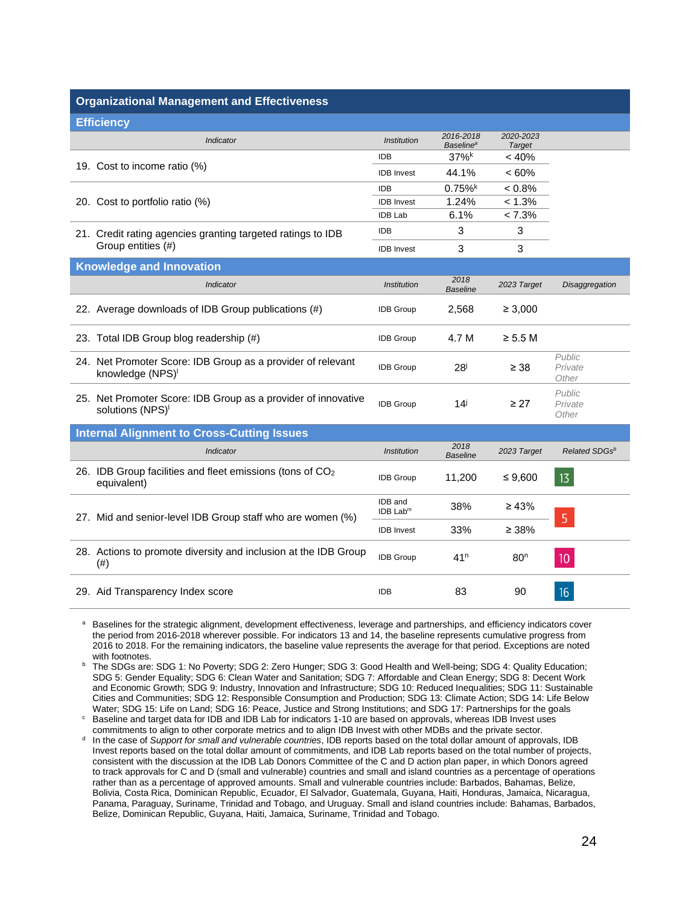## Organizational Management and Effectiveness

### Efficiency

| Indicator | Institution | 2016-2018 Baseline[a] | 2020-2023 Target |
|---|---|---|---|
| 19. Cost to income ratio (%) | IDB | 37%[k] | < 40% |
| | IDB Invest | 44.1% | < 60% |
| 20. Cost to portfolio ratio (%) | IDB | 0.75%[k] | < 0.8% |
| | IDB Invest | 1.24% | < 1.3% |
| | IDB Lab | 6.1% | < 7.3% |
| 21. Credit rating agencies granting targeted ratings to IDB Group entities (#) | IDB | 3 | 3 |
| | IDB Invest | 3 | 3 |

### Knowledge and Innovation

| Indicator | Institution | 2018 Baseline | 2023 Target | Disaggregation |
|---|---|---|---|---|
| 22. Average downloads of IDB Group publications (#) | IDB Group | 2,568 | ≥ 3,000 | |
| 23. Total IDB Group blog readership (#) | IDB Group | 4.7 M | ≥ 5.5 M | |
| 24. Net Promoter Score: IDB Group as a provider of relevant knowledge (NPS)[l] | IDB Group | 28[j] | ≥ 38 | *Public Private Other* |
| 25. Net Promoter Score: IDB Group as a provider of innovative solutions (NPS)[l] | IDB Group | 14[j] | ≥ 27 | *Public Private Other* |

### Internal Alignment to Cross-Cutting Issues

| Indicator | Institution | 2018 Baseline | 2023 Target | Related SDGs[b] |
|---|---|---|---|---|
| 26. IDB Group facilities and fleet emissions (tons of $CO_2$ equivalent) | IDB Group | 11,200 | ≤ 9,600 | 13 |
| 27. Mid and senior-level IDB Group staff who are women (%) | IDB and IDB Lab[m] | 38% | ≥ 43% | 5 |
| | IDB Invest | 33% | ≥ 38% | |
| 28. Actions to promote diversity and inclusion at the IDB Group (#) | IDB Group | 41[n] | 80[n] | 10 |
| 29. Aid Transparency Index score | IDB | 83 | 90 | 16 |

[a] Baselines for the strategic alignment, development effectiveness, leverage and partnerships, and efficiency indicators cover the period from 2016-2018 wherever possible. For indicators 13 and 14, the baseline represents cumulative progress from 2016 to 2018. For the remaining indicators, the baseline value represents the average for that period. Exceptions are noted with footnotes.

[b] The SDGs are: SDG 1: No Poverty; SDG 2: Zero Hunger; SDG 3: Good Health and Well-being; SDG 4: Quality Education; SDG 5: Gender Equality; SDG 6: Clean Water and Sanitation; SDG 7: Affordable and Clean Energy; SDG 8: Decent Work and Economic Growth; SDG 9: Industry, Innovation and Infrastructure; SDG 10: Reduced Inequalities; SDG 11: Sustainable Cities and Communities; SDG 12: Responsible Consumption and Production; SDG 13: Climate Action; SDG 14: Life Below Water; SDG 15: Life on Land; SDG 16: Peace, Justice and Strong Institutions; and SDG 17: Partnerships for the goals

[c] Baseline and target data for IDB and IDB Lab for indicators 1-10 are based on approvals, whereas IDB Invest uses commitments to align to other corporate metrics and to align IDB Invest with other MDBs and the private sector.

[d] In the case of *Support for small and vulnerable countries*, IDB reports based on the total dollar amount of approvals, IDB Invest reports based on the total dollar amount of commitments, and IDB Lab reports based on the total number of projects, consistent with the discussion at the IDB Lab Donors Committee of the C and D action plan paper, in which Donors agreed to track approvals for C and D (small and vulnerable) countries and small and island countries as a percentage of operations rather than as a percentage of approved amounts. Small and vulnerable countries include: Barbados, Bahamas, Belize, Bolivia, Costa Rica, Dominican Republic, Ecuador, El Salvador, Guatemala, Guyana, Haiti, Honduras, Jamaica, Nicaragua, Panama, Paraguay, Suriname, Trinidad and Tobago, and Uruguay. Small and island countries include: Bahamas, Barbados, Belize, Dominican Republic, Guyana, Haiti, Jamaica, Suriname, Trinidad and Tobago.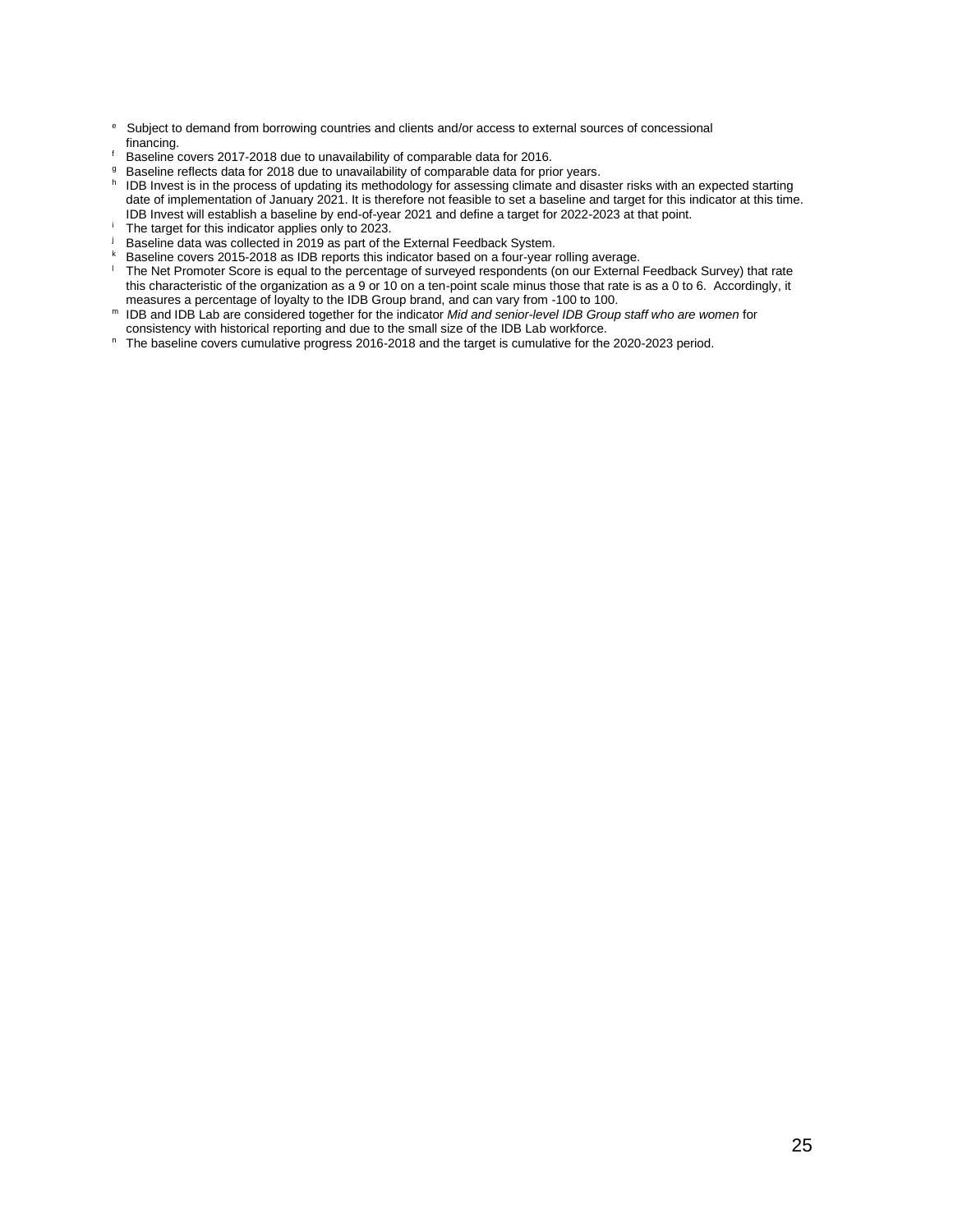[e] Subject to demand from borrowing countries and clients and/or access to external sources of concessional financing.

[f] Baseline covers 2017-2018 due to unavailability of comparable data for 2016.

[g] Baseline reflects data for 2018 due to unavailability of comparable data for prior years.

[h] IDB Invest is in the process of updating its methodology for assessing climate and disaster risks with an expected starting date of implementation of January 2021. It is therefore not feasible to set a baseline and target for this indicator at this time. IDB Invest will establish a baseline by end-of-year 2021 and define a target for 2022-2023 at that point.

[i] The target for this indicator applies only to 2023.

[j] Baseline data was collected in 2019 as part of the External Feedback System.

[k] Baseline covers 2015-2018 as IDB reports this indicator based on a four-year rolling average.

[l] The Net Promoter Score is equal to the percentage of surveyed respondents (on our External Feedback Survey) that rate this characteristic of the organization as a 9 or 10 on a ten-point scale minus those that rate is as a 0 to 6. Accordingly, it measures a percentage of loyalty to the IDB Group brand, and can vary from -100 to 100.

[m] IDB and IDB Lab are considered together for the indicator *Mid and senior-level IDB Group staff who are women* for consistency with historical reporting and due to the small size of the IDB Lab workforce.

[n] The baseline covers cumulative progress 2016-2018 and the target is cumulative for the 2020-2023 period.